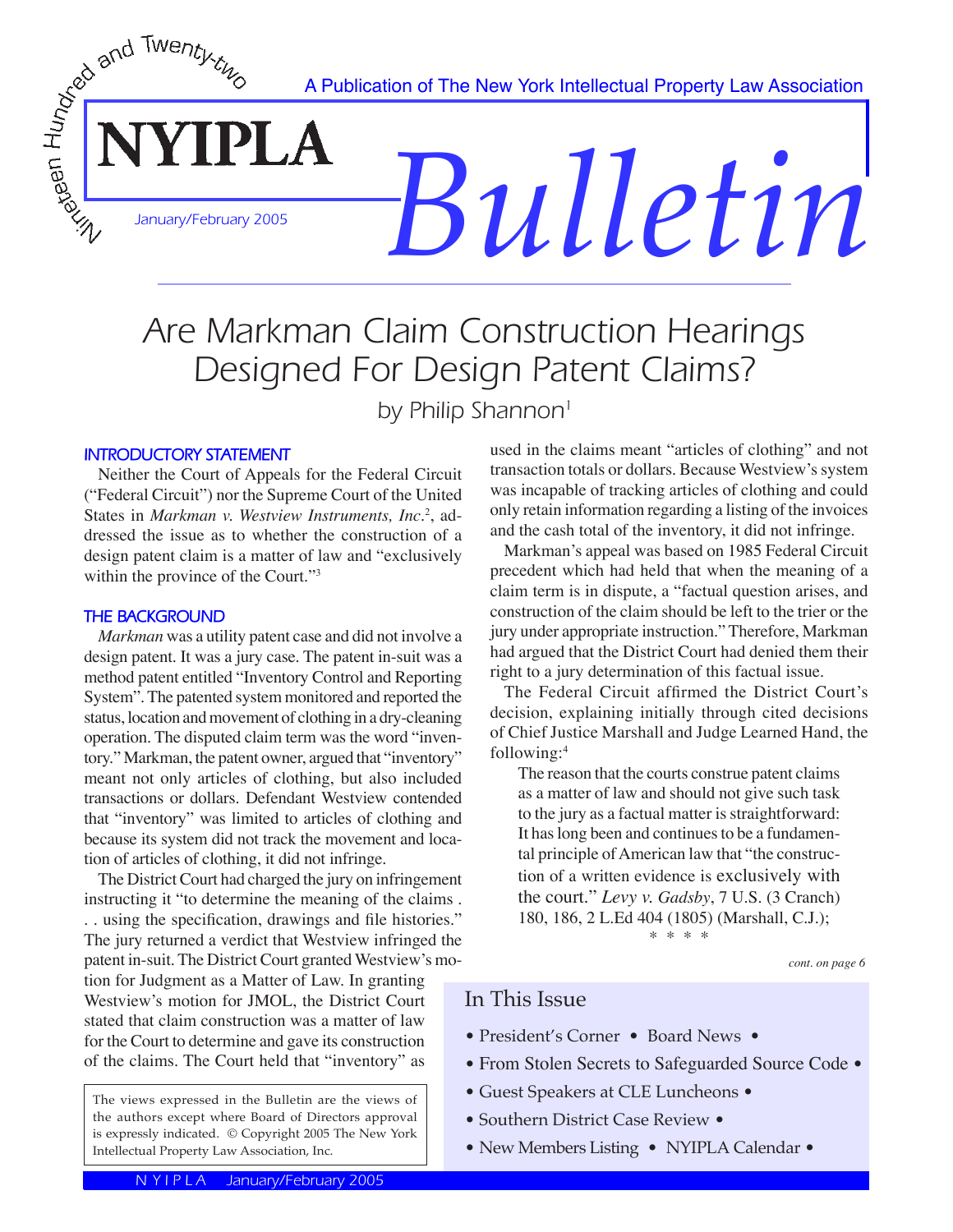Nineteen Hundred and Twenty-two

A Publication of The New York Intellectual Property Law Association

# NYIPLA *Bulletin*

January/February 2005

# Are Markman Claim Construction Hearings Designed For Design Patent Claims?

by Philip Shannon[1]

### INTRODUCTORY STATEMENT

Neither the Court of Appeals for the Federal Circuit ("Federal Circuit") nor the Supreme Court of the United States in *Markman v. Westview Instruments, Inc*.[2], addressed the issue as to whether the construction of a design patent claim is a matter of law and "exclusively within the province of the Court."[3]

### THE BACKGROUND

*Markman* was a utility patent case and did not involve a design patent. It was a jury case. The patent in-suit was a method patent entitled "Inventory Control and Reporting System". The patented system monitored and reported the status, location and movement of clothing in a dry-cleaning operation. The disputed claim term was the word "inventory." Markman, the patent owner, argued that "inventory" meant not only articles of clothing, but also included transactions or dollars. Defendant Westview contended that "inventory" was limited to articles of clothing and because its system did not track the movement and location of articles of clothing, it did not infringe.

The District Court had charged the jury on infringement instructing it "to determine the meaning of the claims . . . using the specification, drawings and file histories." The jury returned a verdict that Westview infringed the patent in-suit. The District Court granted Westview's motion for Judgment as a Matter of Law. In granting Westview's motion for JMOL, the District Court stated that claim construction was a matter of law for the Court to determine and gave its construction of the claims. The Court held that "inventory" as used in the claims meant "articles of clothing" and not transaction totals or dollars. Because Westview's system was incapable of tracking articles of clothing and could only retain information regarding a listing of the invoices and the cash total of the inventory, it did not infringe.

Markman's appeal was based on 1985 Federal Circuit precedent which had held that when the meaning of a claim term is in dispute, a "factual question arises, and construction of the claim should be left to the trier or the jury under appropriate instruction." Therefore, Markman had argued that the District Court had denied them their right to a jury determination of this factual issue.

The Federal Circuit affirmed the District Court's decision, explaining initially through cited decisions of Chief Justice Marshall and Judge Learned Hand, the following:[4]

> The reason that the courts construe patent claims as a matter of law and should not give such task to the jury as a factual matter is straightforward: It has long been and continues to be a fundamental principle of American law that "the construction of a written evidence is exclusively with the court." *Levy v. Gadsby*, 7 U.S. (3 Cranch) 180, 186, 2 L.Ed 404 (1805) (Marshall, C.J.);
>
> \* \* \* \*

*cont. on page 6*

The views expressed in the Bulletin are the views of the authors except where Board of Directors approval is expressly indicated. © Copyright 2005 The New York Intellectual Property Law Association, Inc.

## In This Issue

- President's Corner • Board News •
- From Stolen Secrets to Safeguarded Source Code •
- Guest Speakers at CLE Luncheons •
- Southern District Case Review •
- New Members Listing • NYIPLA Calendar •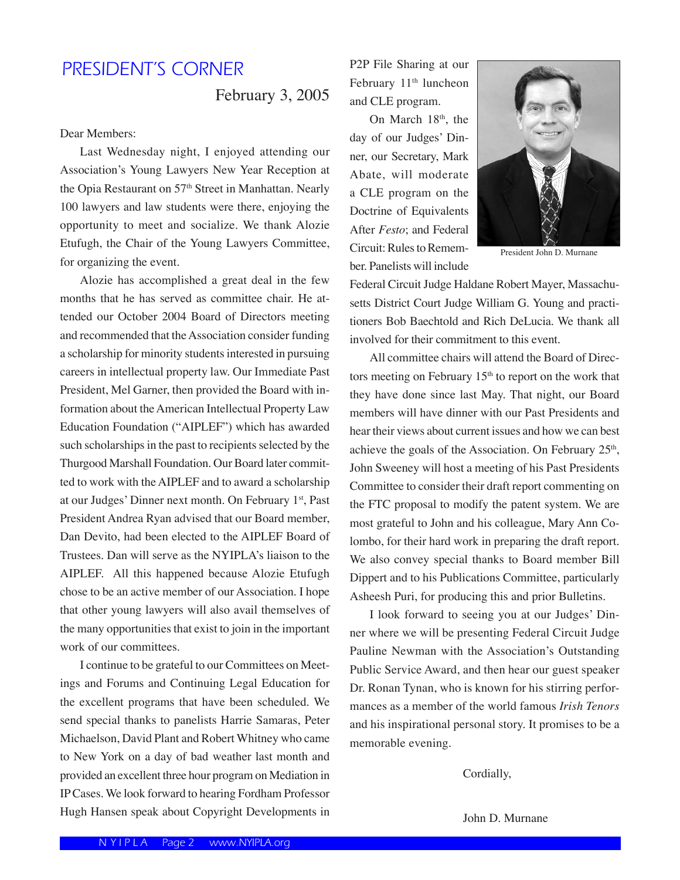## PRESIDENT'S CORNER

February 3, 2005

Dear Members:

Last Wednesday night, I enjoyed attending our Association's Young Lawyers New Year Reception at the Opia Restaurant on 57th Street in Manhattan. Nearly 100 lawyers and law students were there, enjoying the opportunity to meet and socialize. We thank Alozie Etufugh, the Chair of the Young Lawyers Committee, for organizing the event.

Alozie has accomplished a great deal in the few months that he has served as committee chair. He attended our October 2004 Board of Directors meeting and recommended that the Association consider funding a scholarship for minority students interested in pursuing careers in intellectual property law. Our Immediate Past President, Mel Garner, then provided the Board with information about the American Intellectual Property Law Education Foundation ("AIPLEF") which has awarded such scholarships in the past to recipients selected by the Thurgood Marshall Foundation. Our Board later committed to work with the AIPLEF and to award a scholarship at our Judges' Dinner next month. On February 1st, Past President Andrea Ryan advised that our Board member, Dan Devito, had been elected to the AIPLEF Board of Trustees. Dan will serve as the NYIPLA's liaison to the AIPLEF. All this happened because Alozie Etufugh chose to be an active member of our Association. I hope that other young lawyers will also avail themselves of the many opportunities that exist to join in the important work of our committees.

I continue to be grateful to our Committees on Meetings and Forums and Continuing Legal Education for the excellent programs that have been scheduled. We send special thanks to panelists Harrie Samaras, Peter Michaelson, David Plant and Robert Whitney who came to New York on a day of bad weather last month and provided an excellent three hour program on Mediation in IP Cases. We look forward to hearing Fordham Professor Hugh Hansen speak about Copyright Developments in P2P File Sharing at our February 11th luncheon and CLE program.

On March 18th, the day of our Judges' Dinner, our Secretary, Mark Abate, will moderate a CLE program on the Doctrine of Equivalents After *Festo*; and Federal Circuit: Rules to Remember. Panelists will include Federal Circuit Judge Haldane Robert Mayer, Massachusetts District Court Judge William G. Young and practitioners Bob Baechtold and Rich DeLucia. We thank all involved for their commitment to this event.

President John D. Murnane

All committee chairs will attend the Board of Directors meeting on February 15th to report on the work that they have done since last May. That night, our Board members will have dinner with our Past Presidents and hear their views about current issues and how we can best achieve the goals of the Association. On February 25th, John Sweeney will host a meeting of his Past Presidents Committee to consider their draft report commenting on the FTC proposal to modify the patent system. We are most grateful to John and his colleague, Mary Ann Colombo, for their hard work in preparing the draft report. We also convey special thanks to Board member Bill Dippert and to his Publications Committee, particularly Asheesh Puri, for producing this and prior Bulletins.

I look forward to seeing you at our Judges' Dinner where we will be presenting Federal Circuit Judge Pauline Newman with the Association's Outstanding Public Service Award, and then hear our guest speaker Dr. Ronan Tynan, who is known for his stirring performances as a member of the world famous *Irish Tenors* and his inspirational personal story. It promises to be a memorable evening.

Cordially,

John D. Murnane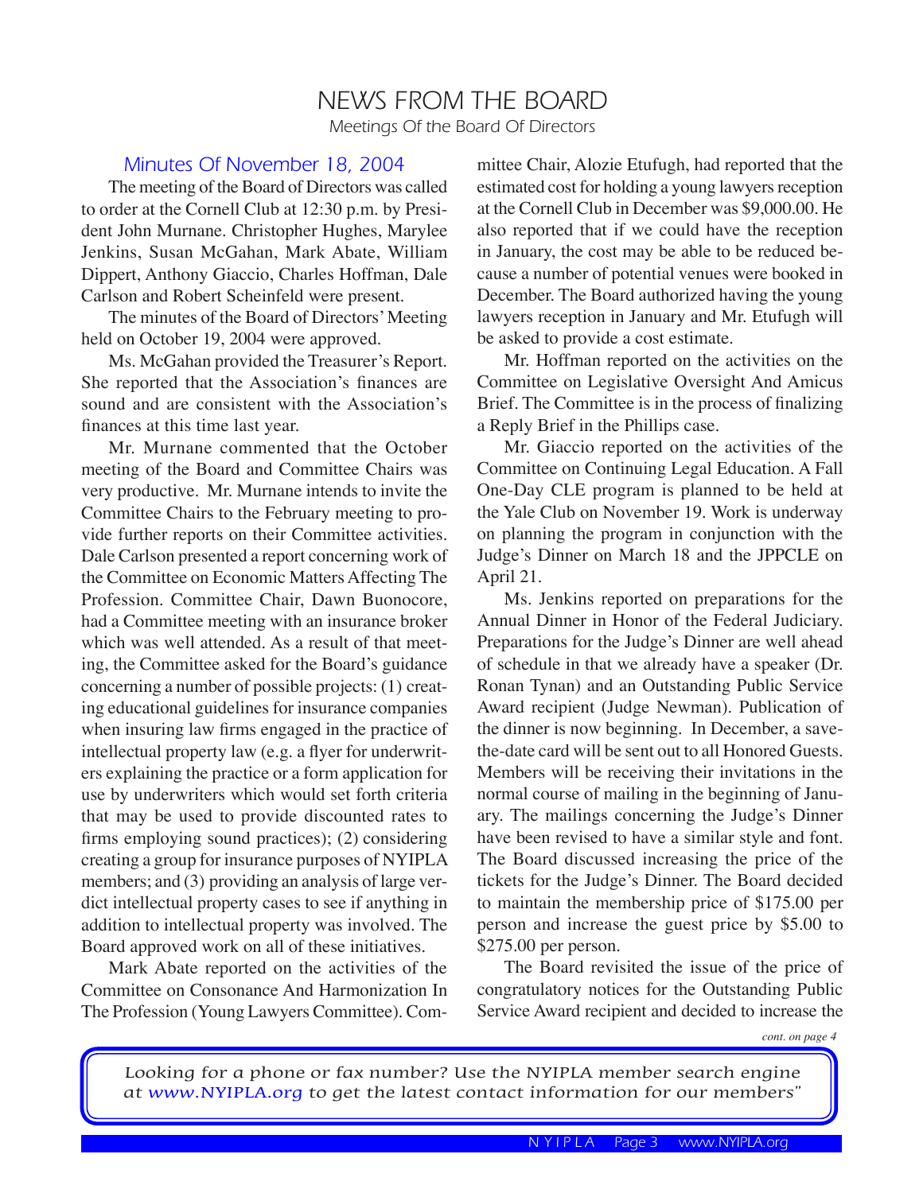# NEWS FROM THE BOARD

*Meetings Of the Board Of Directors*

## Minutes Of November 18, 2004

The meeting of the Board of Directors was called to order at the Cornell Club at 12:30 p.m. by President John Murnane. Christopher Hughes, Marylee Jenkins, Susan McGahan, Mark Abate, William Dippert, Anthony Giaccio, Charles Hoffman, Dale Carlson and Robert Scheinfeld were present.

The minutes of the Board of Directors' Meeting held on October 19, 2004 were approved.

Ms. McGahan provided the Treasurer's Report. She reported that the Association's finances are sound and are consistent with the Association's finances at this time last year.

Mr. Murnane commented that the October meeting of the Board and Committee Chairs was very productive. Mr. Murnane intends to invite the Committee Chairs to the February meeting to provide further reports on their Committee activities. Dale Carlson presented a report concerning work of the Committee on Economic Matters Affecting The Profession. Committee Chair, Dawn Buonocore, had a Committee meeting with an insurance broker which was well attended. As a result of that meeting, the Committee asked for the Board's guidance concerning a number of possible projects: (1) creating educational guidelines for insurance companies when insuring law firms engaged in the practice of intellectual property law (e.g. a flyer for underwriters explaining the practice or a form application for use by underwriters which would set forth criteria that may be used to provide discounted rates to firms employing sound practices); (2) considering creating a group for insurance purposes of NYIPLA members; and (3) providing an analysis of large verdict intellectual property cases to see if anything in addition to intellectual property was involved. The Board approved work on all of these initiatives.

Mark Abate reported on the activities of the Committee on Consonance And Harmonization In The Profession (Young Lawyers Committee). Committee Chair, Alozie Etufugh, had reported that the estimated cost for holding a young lawyers reception at the Cornell Club in December was $9,000.00. He also reported that if we could have the reception in January, the cost may be able to be reduced because a number of potential venues were booked in December. The Board authorized having the young lawyers reception in January and Mr. Etufugh will be asked to provide a cost estimate.

Mr. Hoffman reported on the activities on the Committee on Legislative Oversight And Amicus Brief. The Committee is in the process of finalizing a Reply Brief in the Phillips case.

Mr. Giaccio reported on the activities of the Committee on Continuing Legal Education. A Fall One-Day CLE program is planned to be held at the Yale Club on November 19. Work is underway on planning the program in conjunction with the Judge's Dinner on March 18 and the JPPCLE on April 21.

Ms. Jenkins reported on preparations for the Annual Dinner in Honor of the Federal Judiciary. Preparations for the Judge's Dinner are well ahead of schedule in that we already have a speaker (Dr. Ronan Tynan) and an Outstanding Public Service Award recipient (Judge Newman). Publication of the dinner is now beginning. In December, a save-the-date card will be sent out to all Honored Guests. Members will be receiving their invitations in the normal course of mailing in the beginning of January. The mailings concerning the Judge's Dinner have been revised to have a similar style and font. The Board discussed increasing the price of the tickets for the Judge's Dinner. The Board decided to maintain the membership price of $175.00 per person and increase the guest price by $5.00 to $275.00 per person.

The Board revisited the issue of the price of congratulatory notices for the Outstanding Public Service Award recipient and decided to increase the

*cont. on page 4*

*Looking for a phone or fax number? Use the NYIPLA member search engine at www.NYIPLA.org to get the latest contact information for our members"*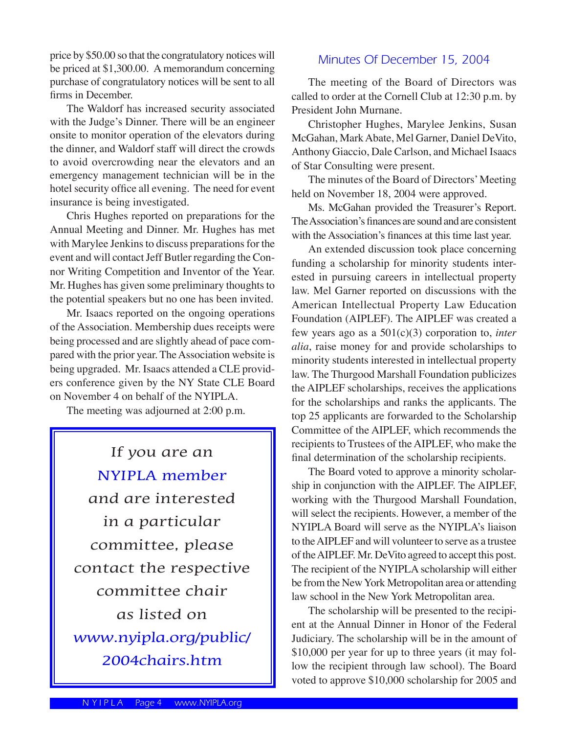price by $50.00 so that the congratulatory notices will be priced at $1,300.00. A memorandum concerning purchase of congratulatory notices will be sent to all firms in December.

The Waldorf has increased security associated with the Judge's Dinner. There will be an engineer onsite to monitor operation of the elevators during the dinner, and Waldorf staff will direct the crowds to avoid overcrowding near the elevators and an emergency management technician will be in the hotel security office all evening. The need for event insurance is being investigated.

Chris Hughes reported on preparations for the Annual Meeting and Dinner. Mr. Hughes has met with Marylee Jenkins to discuss preparations for the event and will contact Jeff Butler regarding the Connor Writing Competition and Inventor of the Year. Mr. Hughes has given some preliminary thoughts to the potential speakers but no one has been invited.

Mr. Isaacs reported on the ongoing operations of the Association. Membership dues receipts were being processed and are slightly ahead of pace compared with the prior year. The Association website is being upgraded. Mr. Isaacs attended a CLE providers conference given by the NY State CLE Board on November 4 on behalf of the NYIPLA.

The meeting was adjourned at 2:00 p.m.

> *If you are an NYIPLA member and are interested in a particular committee, please contact the respective committee chair as listed on www.nyipla.org/public/2004chairs.htm*

## Minutes Of December 15, 2004

The meeting of the Board of Directors was called to order at the Cornell Club at 12:30 p.m. by President John Murnane.

Christopher Hughes, Marylee Jenkins, Susan McGahan, Mark Abate, Mel Garner, Daniel DeVito, Anthony Giaccio, Dale Carlson, and Michael Isaacs of Star Consulting were present.

The minutes of the Board of Directors' Meeting held on November 18, 2004 were approved.

Ms. McGahan provided the Treasurer's Report. The Association's finances are sound and are consistent with the Association's finances at this time last year.

An extended discussion took place concerning funding a scholarship for minority students interested in pursuing careers in intellectual property law. Mel Garner reported on discussions with the American Intellectual Property Law Education Foundation (AIPLEF). The AIPLEF was created a few years ago as a 501(c)(3) corporation to, *inter alia*, raise money for and provide scholarships to minority students interested in intellectual property law. The Thurgood Marshall Foundation publicizes the AIPLEF scholarships, receives the applications for the scholarships and ranks the applicants. The top 25 applicants are forwarded to the Scholarship Committee of the AIPLEF, which recommends the recipients to Trustees of the AIPLEF, who make the final determination of the scholarship recipients.

The Board voted to approve a minority scholarship in conjunction with the AIPLEF. The AIPLEF, working with the Thurgood Marshall Foundation, will select the recipients. However, a member of the NYIPLA Board will serve as the NYIPLA's liaison to the AIPLEF and will volunteer to serve as a trustee of the AIPLEF. Mr. DeVito agreed to accept this post. The recipient of the NYIPLA scholarship will either be from the New York Metropolitan area or attending law school in the New York Metropolitan area.

The scholarship will be presented to the recipient at the Annual Dinner in Honor of the Federal Judiciary. The scholarship will be in the amount of $10,000 per year for up to three years (it may follow the recipient through law school). The Board voted to approve $10,000 scholarship for 2005 and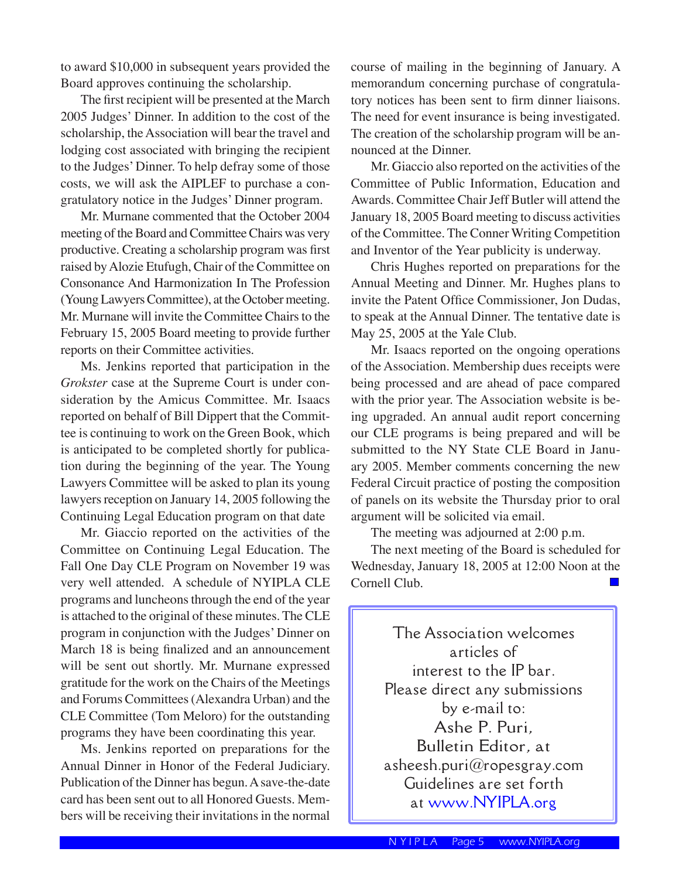to award $10,000 in subsequent years provided the Board approves continuing the scholarship.

The first recipient will be presented at the March 2005 Judges' Dinner. In addition to the cost of the scholarship, the Association will bear the travel and lodging cost associated with bringing the recipient to the Judges' Dinner. To help defray some of those costs, we will ask the AIPLEF to purchase a congratulatory notice in the Judges' Dinner program.

Mr. Murnane commented that the October 2004 meeting of the Board and Committee Chairs was very productive. Creating a scholarship program was first raised by Alozie Etufugh, Chair of the Committee on Consonance And Harmonization In The Profession (Young Lawyers Committee), at the October meeting. Mr. Murnane will invite the Committee Chairs to the February 15, 2005 Board meeting to provide further reports on their Committee activities.

Ms. Jenkins reported that participation in the *Grokster* case at the Supreme Court is under consideration by the Amicus Committee. Mr. Isaacs reported on behalf of Bill Dippert that the Committee is continuing to work on the Green Book, which is anticipated to be completed shortly for publication during the beginning of the year. The Young Lawyers Committee will be asked to plan its young lawyers reception on January 14, 2005 following the Continuing Legal Education program on that date

Mr. Giaccio reported on the activities of the Committee on Continuing Legal Education. The Fall One Day CLE Program on November 19 was very well attended. A schedule of NYIPLA CLE programs and luncheons through the end of the year is attached to the original of these minutes. The CLE program in conjunction with the Judges' Dinner on March 18 is being finalized and an announcement will be sent out shortly. Mr. Murnane expressed gratitude for the work on the Chairs of the Meetings and Forums Committees (Alexandra Urban) and the CLE Committee (Tom Meloro) for the outstanding programs they have been coordinating this year.

Ms. Jenkins reported on preparations for the Annual Dinner in Honor of the Federal Judiciary. Publication of the Dinner has begun. A save-the-date card has been sent out to all Honored Guests. Members will be receiving their invitations in the normal course of mailing in the beginning of January. A memorandum concerning purchase of congratulatory notices has been sent to firm dinner liaisons. The need for event insurance is being investigated. The creation of the scholarship program will be announced at the Dinner.

Mr. Giaccio also reported on the activities of the Committee of Public Information, Education and Awards. Committee Chair Jeff Butler will attend the January 18, 2005 Board meeting to discuss activities of the Committee. The Conner Writing Competition and Inventor of the Year publicity is underway.

Chris Hughes reported on preparations for the Annual Meeting and Dinner. Mr. Hughes plans to invite the Patent Office Commissioner, Jon Dudas, to speak at the Annual Dinner. The tentative date is May 25, 2005 at the Yale Club.

Mr. Isaacs reported on the ongoing operations of the Association. Membership dues receipts were being processed and are ahead of pace compared with the prior year. The Association website is being upgraded. An annual audit report concerning our CLE programs is being prepared and will be submitted to the NY State CLE Board in January 2005. Member comments concerning the new Federal Circuit practice of posting the composition of panels on its website the Thursday prior to oral argument will be solicited via email.

The meeting was adjourned at 2:00 p.m.

The next meeting of the Board is scheduled for Wednesday, January 18, 2005 at 12:00 Noon at the Cornell Club.

---

The Association welcomes articles of interest to the IP bar. Please direct any submissions by e-mail to: Ashe P. Puri, Bulletin Editor, at asheesh.puri@ropesgray.com Guidelines are set forth at www.NYIPLA.org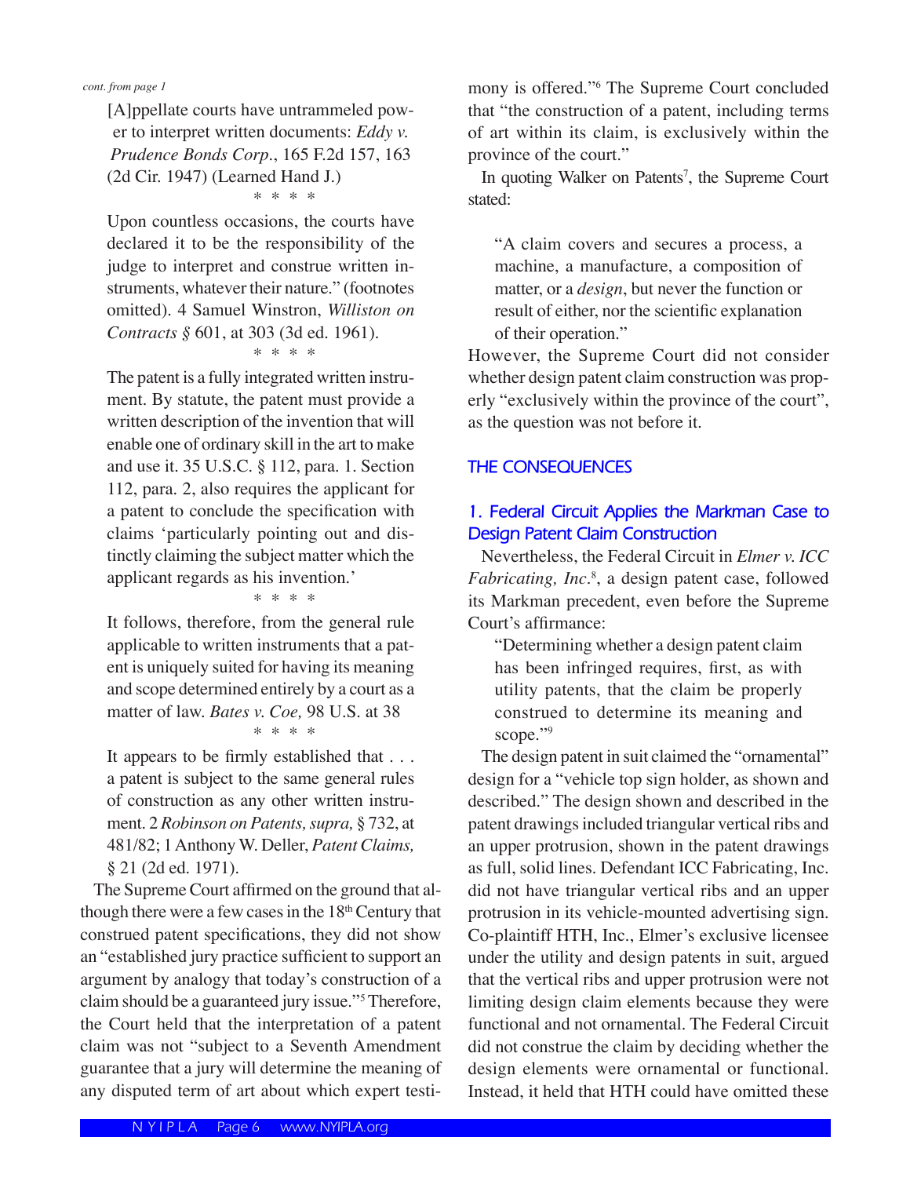*cont. from page 1*

> [A]ppellate courts have untrammeled power to interpret written documents: *Eddy v. Prudence Bonds Corp.*, 165 F.2d 157, 163 (2d Cir. 1947) (Learned Hand J.)
>
> \* \* \* \*
>
> Upon countless occasions, the courts have declared it to be the responsibility of the judge to interpret and construe written instruments, whatever their nature." (footnotes omitted). 4 Samuel Winstron, *Williston on Contracts §* 601, at 303 (3d ed. 1961).
>
> \* \* \* \*
>
> The patent is a fully integrated written instrument. By statute, the patent must provide a written description of the invention that will enable one of ordinary skill in the art to make and use it. 35 U.S.C. § 112, para. 1. Section 112, para. 2, also requires the applicant for a patent to conclude the specification with claims 'particularly pointing out and distinctly claiming the subject matter which the applicant regards as his invention.'
>
> \* \* \* \*
>
> It follows, therefore, from the general rule applicable to written instruments that a patent is uniquely suited for having its meaning and scope determined entirely by a court as a matter of law. *Bates v. Coe,* 98 U.S. at 38
>
> \* \* \* \*
>
> It appears to be firmly established that . . . a patent is subject to the same general rules of construction as any other written instrument. 2 *Robinson on Patents, supra,* § 732, at 481/82; 1 Anthony W. Deller, *Patent Claims,* § 21 (2d ed. 1971).

The Supreme Court affirmed on the ground that although there were a few cases in the 18th Century that construed patent specifications, they did not show an "established jury practice sufficient to support an argument by analogy that today's construction of a claim should be a guaranteed jury issue."[5] Therefore, the Court held that the interpretation of a patent claim was not "subject to a Seventh Amendment guarantee that a jury will determine the meaning of any disputed term of art about which expert testimony is offered."[6] The Supreme Court concluded that "the construction of a patent, including terms of art within its claim, is exclusively within the province of the court."

In quoting Walker on Patents[7], the Supreme Court stated:

> "A claim covers and secures a process, a machine, a manufacture, a composition of matter, or a *design*, but never the function or result of either, nor the scientific explanation of their operation."

However, the Supreme Court did not consider whether design patent claim construction was properly "exclusively within the province of the court", as the question was not before it.

## THE CONSEQUENCES

### 1. Federal Circuit Applies the Markman Case to Design Patent Claim Construction

Nevertheless, the Federal Circuit in *Elmer v. ICC Fabricating, Inc.*[8], a design patent case, followed its Markman precedent, even before the Supreme Court's affirmance:

> "Determining whether a design patent claim has been infringed requires, first, as with utility patents, that the claim be properly construed to determine its meaning and scope."[9]

The design patent in suit claimed the "ornamental" design for a "vehicle top sign holder, as shown and described." The design shown and described in the patent drawings included triangular vertical ribs and an upper protrusion, shown in the patent drawings as full, solid lines. Defendant ICC Fabricating, Inc. did not have triangular vertical ribs and an upper protrusion in its vehicle-mounted advertising sign. Co-plaintiff HTH, Inc., Elmer's exclusive licensee under the utility and design patents in suit, argued that the vertical ribs and upper protrusion were not limiting design claim elements because they were functional and not ornamental. The Federal Circuit did not construe the claim by deciding whether the design elements were ornamental or functional. Instead, it held that HTH could have omitted these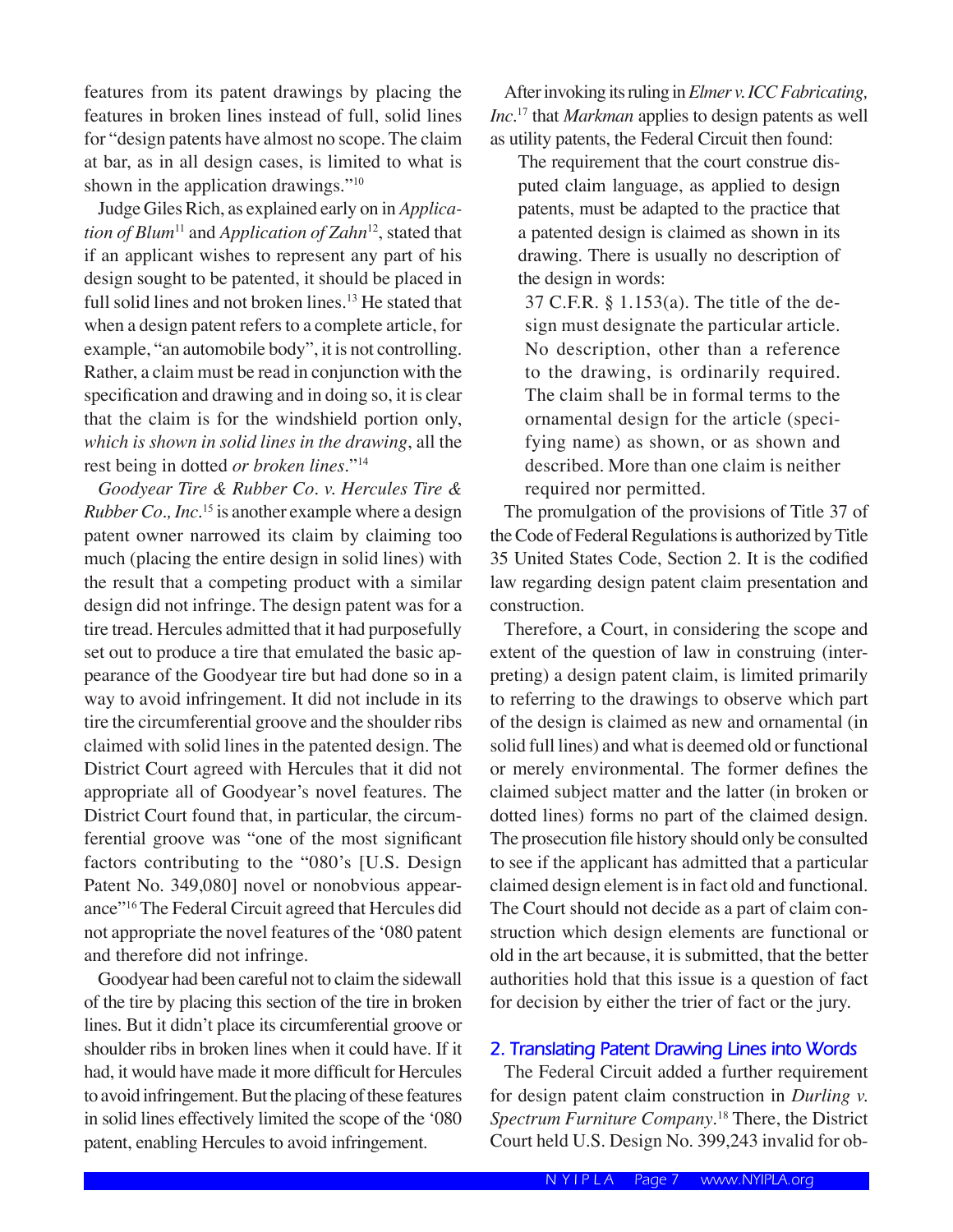features from its patent drawings by placing the features in broken lines instead of full, solid lines for "design patents have almost no scope. The claim at bar, as in all design cases, is limited to what is shown in the application drawings."[10]

Judge Giles Rich, as explained early on in *Application of Blum*[11] and *Application of Zahn*[12], stated that if an applicant wishes to represent any part of his design sought to be patented, it should be placed in full solid lines and not broken lines.[13] He stated that when a design patent refers to a complete article, for example, "an automobile body", it is not controlling. Rather, a claim must be read in conjunction with the specification and drawing and in doing so, it is clear that the claim is for the windshield portion only, *which is shown in solid lines in the drawing*, all the rest being in dotted *or broken lines*."[14]

*Goodyear Tire & Rubber Co. v. Hercules Tire & Rubber Co., Inc.*[15] is another example where a design patent owner narrowed its claim by claiming too much (placing the entire design in solid lines) with the result that a competing product with a similar design did not infringe. The design patent was for a tire tread. Hercules admitted that it had purposefully set out to produce a tire that emulated the basic appearance of the Goodyear tire but had done so in a way to avoid infringement. It did not include in its tire the circumferential groove and the shoulder ribs claimed with solid lines in the patented design. The District Court agreed with Hercules that it did not appropriate all of Goodyear's novel features. The District Court found that, in particular, the circumferential groove was "one of the most significant factors contributing to the "080's [U.S. Design Patent No. 349,080] novel or nonobvious appearance"[16] The Federal Circuit agreed that Hercules did not appropriate the novel features of the '080 patent and therefore did not infringe.

Goodyear had been careful not to claim the sidewall of the tire by placing this section of the tire in broken lines. But it didn't place its circumferential groove or shoulder ribs in broken lines when it could have. If it had, it would have made it more difficult for Hercules to avoid infringement. But the placing of these features in solid lines effectively limited the scope of the '080 patent, enabling Hercules to avoid infringement.

After invoking its ruling in *Elmer v. ICC Fabricating, Inc.*[17] that *Markman* applies to design patents as well as utility patents, the Federal Circuit then found:

> The requirement that the court construe disputed claim language, as applied to design patents, must be adapted to the practice that a patented design is claimed as shown in its drawing. There is usually no description of the design in words:
>
> > 37 C.F.R. § 1.153(a). The title of the design must designate the particular article. No description, other than a reference to the drawing, is ordinarily required. The claim shall be in formal terms to the ornamental design for the article (specifying name) as shown, or as shown and described. More than one claim is neither required nor permitted.

The promulgation of the provisions of Title 37 of the Code of Federal Regulations is authorized by Title 35 United States Code, Section 2. It is the codified law regarding design patent claim presentation and construction.

Therefore, a Court, in considering the scope and extent of the question of law in construing (interpreting) a design patent claim, is limited primarily to referring to the drawings to observe which part of the design is claimed as new and ornamental (in solid full lines) and what is deemed old or functional or merely environmental. The former defines the claimed subject matter and the latter (in broken or dotted lines) forms no part of the claimed design. The prosecution file history should only be consulted to see if the applicant has admitted that a particular claimed design element is in fact old and functional. The Court should not decide as a part of claim construction which design elements are functional or old in the art because, it is submitted, that the better authorities hold that this issue is a question of fact for decision by either the trier of fact or the jury.

## 2. Translating Patent Drawing Lines into Words

The Federal Circuit added a further requirement for design patent claim construction in *Durling v. Spectrum Furniture Company*.[18] There, the District Court held U.S. Design No. 399,243 invalid for ob-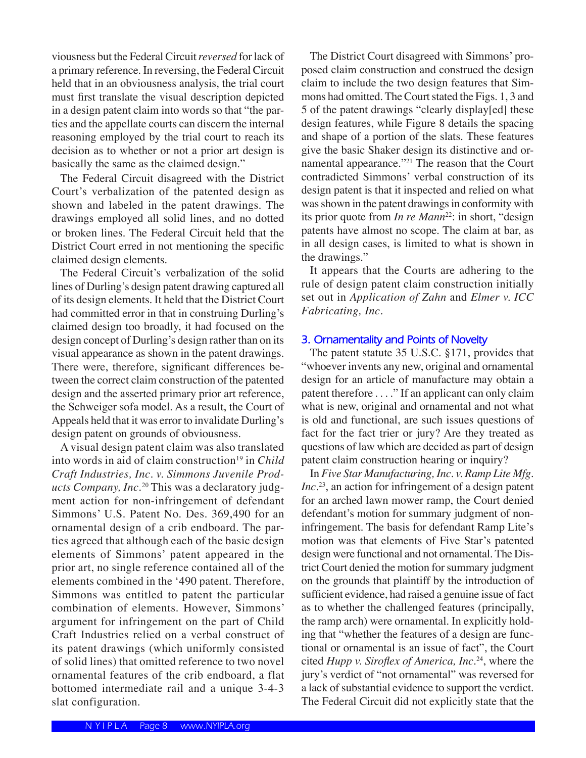viousness but the Federal Circuit *reversed* for lack of a primary reference. In reversing, the Federal Circuit held that in an obviousness analysis, the trial court must first translate the visual description depicted in a design patent claim into words so that "the parties and the appellate courts can discern the internal reasoning employed by the trial court to reach its decision as to whether or not a prior art design is basically the same as the claimed design."

The Federal Circuit disagreed with the District Court's verbalization of the patented design as shown and labeled in the patent drawings. The drawings employed all solid lines, and no dotted or broken lines. The Federal Circuit held that the District Court erred in not mentioning the specific claimed design elements.

The Federal Circuit's verbalization of the solid lines of Durling's design patent drawing captured all of its design elements. It held that the District Court had committed error in that in construing Durling's claimed design too broadly, it had focused on the design concept of Durling's design rather than on its visual appearance as shown in the patent drawings. There were, therefore, significant differences between the correct claim construction of the patented design and the asserted primary prior art reference, the Schweiger sofa model. As a result, the Court of Appeals held that it was error to invalidate Durling's design patent on grounds of obviousness.

A visual design patent claim was also translated into words in aid of claim construction[19] in *Child Craft Industries, Inc. v. Simmons Juvenile Products Company, Inc.*[20] This was a declaratory judgment action for non-infringement of defendant Simmons' U.S. Patent No. Des. 369,490 for an ornamental design of a crib endboard. The parties agreed that although each of the basic design elements of Simmons' patent appeared in the prior art, no single reference contained all of the elements combined in the '490 patent. Therefore, Simmons was entitled to patent the particular combination of elements. However, Simmons' argument for infringement on the part of Child Craft Industries relied on a verbal construct of its patent drawings (which uniformly consisted of solid lines) that omitted reference to two novel ornamental features of the crib endboard, a flat bottomed intermediate rail and a unique 3-4-3 slat configuration.

The District Court disagreed with Simmons' proposed claim construction and construed the design claim to include the two design features that Simmons had omitted. The Court stated the Figs. 1, 3 and 5 of the patent drawings "clearly display[ed] these design features, while Figure 8 details the spacing and shape of a portion of the slats. These features give the basic Shaker design its distinctive and ornamental appearance."[21] The reason that the Court contradicted Simmons' verbal construction of its design patent is that it inspected and relied on what was shown in the patent drawings in conformity with its prior quote from *In re Mann*[22]: in short, "design patents have almost no scope. The claim at bar, as in all design cases, is limited to what is shown in the drawings."

It appears that the Courts are adhering to the rule of design patent claim construction initially set out in *Application of Zahn* and *Elmer v. ICC Fabricating, Inc.*

### 3. Ornamentality and Points of Novelty

The patent statute 35 U.S.C. §171, provides that "whoever invents any new, original and ornamental design for an article of manufacture may obtain a patent therefore . . . ." If an applicant can only claim what is new, original and ornamental and not what is old and functional, are such issues questions of fact for the fact trier or jury? Are they treated as questions of law which are decided as part of design patent claim construction hearing or inquiry?

In *Five Star Manufacturing, Inc. v. Ramp Lite Mfg. Inc.*[23], an action for infringement of a design patent for an arched lawn mower ramp, the Court denied defendant's motion for summary judgment of non-infringement. The basis for defendant Ramp Lite's motion was that elements of Five Star's patented design were functional and not ornamental. The District Court denied the motion for summary judgment on the grounds that plaintiff by the introduction of sufficient evidence, had raised a genuine issue of fact as to whether the challenged features (principally, the ramp arch) were ornamental. In explicitly holding that "whether the features of a design are functional or ornamental is an issue of fact", the Court cited *Hupp v. Siroflex of America, Inc.*[24], where the jury's verdict of "not ornamental" was reversed for a lack of substantial evidence to support the verdict. The Federal Circuit did not explicitly state that the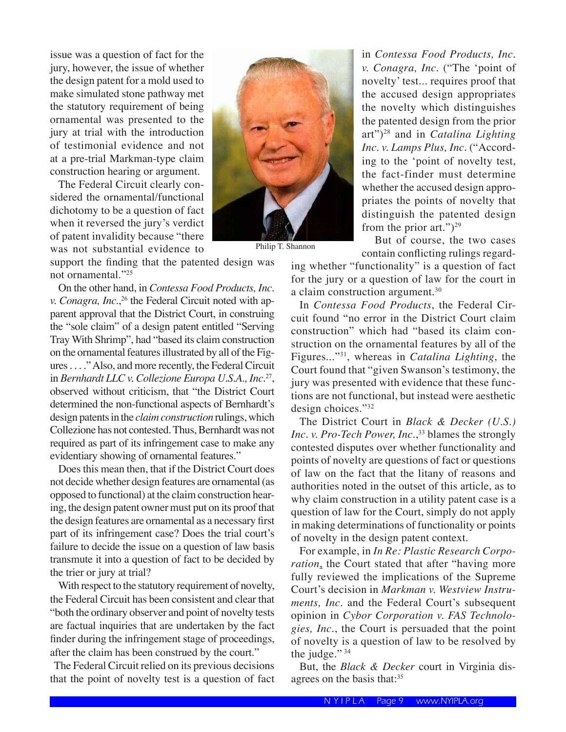issue was a question of fact for the jury, however, the issue of whether the design patent for a mold used to make simulated stone pathway met the statutory requirement of being ornamental was presented to the jury at trial with the introduction of testimonial evidence and not at a pre-trial Markman-type claim construction hearing or argument.

The Federal Circuit clearly considered the ornamental/functional dichotomy to be a question of fact when it reversed the jury's verdict of patent invalidity because "there was not substantial evidence to support the finding that the patented design was not ornamental."[25]

Philip T. Shannon

On the other hand, in *Contessa Food Products, Inc. v. Conagra, Inc.*,[26] the Federal Circuit noted with apparent approval that the District Court, in construing the "sole claim" of a design patent entitled "Serving Tray With Shrimp", had "based its claim construction on the ornamental features illustrated by all of the Figures . . . ." Also, and more recently, the Federal Circuit in *Bernhardt LLC v. Collezione Europa U.S.A., Inc.*[27], observed without criticism, that "the District Court determined the non-functional aspects of Bernhardt's design patents in the *claim construction* rulings, which Collezione has not contested. Thus, Bernhardt was not required as part of its infringement case to make any evidentiary showing of ornamental features."

Does this mean then, that if the District Court does not decide whether design features are ornamental (as opposed to functional) at the claim construction hearing, the design patent owner must put on its proof that the design features are ornamental as a necessary first part of its infringement case? Does the trial court's failure to decide the issue on a question of law basis transmute it into a question of fact to be decided by the trier or jury at trial?

With respect to the statutory requirement of novelty, the Federal Circuit has been consistent and clear that "both the ordinary observer and point of novelty tests are factual inquiries that are undertaken by the fact finder during the infringement stage of proceedings, after the claim has been construed by the court."

The Federal Circuit relied on its previous decisions that the point of novelty test is a question of fact in *Contessa Food Products, Inc. v. Conagra, Inc.* ("The 'point of novelty' test... requires proof that the accused design appropriates the novelty which distinguishes the patented design from the prior art")[28] and in *Catalina Lighting Inc. v. Lamps Plus, Inc.* ("According to the 'point of novelty test, the fact-finder must determine whether the accused design appropriates the points of novelty that distinguish the patented design from the prior art.")[29]

But of course, the two cases contain conflicting rulings regarding whether "functionality" is a question of fact for the jury or a question of law for the court in a claim construction argument.[30]

In *Contessa Food Products*, the Federal Circuit found "no error in the District Court claim construction" which had "based its claim construction on the ornamental features by all of the Figures..."[31], whereas in *Catalina Lighting*, the Court found that "given Swanson's testimony, the jury was presented with evidence that these functions are not functional, but instead were aesthetic design choices."[32]

The District Court in *Black & Decker (U.S.) Inc. v. Pro-Tech Power, Inc.*,[33] blames the strongly contested disputes over whether functionality and points of novelty are questions of fact or questions of law on the fact that the litany of reasons and authorities noted in the outset of this article, as to why claim construction in a utility patent case is a question of law for the Court, simply do not apply in making determinations of functionality or points of novelty in the design patent context.

For example, in *In Re: Plastic Research Corporation*, the Court stated that after "having more fully reviewed the implications of the Supreme Court's decision in *Markman v. Westview Instruments, Inc.* and the Federal Court's subsequent opinion in *Cybor Corporation v. FAS Technologies, Inc.*, the Court is persuaded that the point of novelty is a question of law to be resolved by the judge."[34]

But, the *Black & Decker* court in Virginia disagrees on the basis that:[35]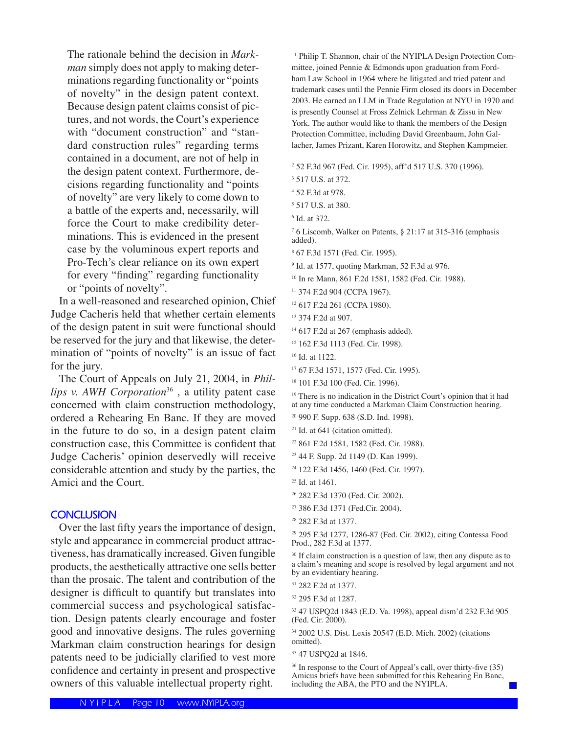> The rationale behind the decision in *Markman* simply does not apply to making determinations regarding functionality or "points of novelty" in the design patent context. Because design patent claims consist of pictures, and not words, the Court's experience with "document construction" and "standard construction rules" regarding terms contained in a document, are not of help in the design patent context. Furthermore, decisions regarding functionality and "points of novelty" are very likely to come down to a battle of the experts and, necessarily, will force the Court to make credibility determinations. This is evidenced in the present case by the voluminous expert reports and Pro-Tech's clear reliance on its own expert for every "finding" regarding functionality or "points of novelty".

In a well-reasoned and researched opinion, Chief Judge Cacheris held that whether certain elements of the design patent in suit were functional should be reserved for the jury and that likewise, the determination of "points of novelty" is an issue of fact for the jury.

The Court of Appeals on July 21, 2004, in *Phillips v. AWH Corporation*[36] , a utility patent case concerned with claim construction methodology, ordered a Rehearing En Banc. If they are moved in the future to do so, in a design patent claim construction case, this Committee is confident that Judge Cacheris' opinion deservedly will receive considerable attention and study by the parties, the Amici and the Court.

## CONCLUSION

Over the last fifty years the importance of design, style and appearance in commercial product attractiveness, has dramatically increased. Given fungible products, the aesthetically attractive one sells better than the prosaic. The talent and contribution of the designer is difficult to quantify but translates into commercial success and psychological satisfaction. Design patents clearly encourage and foster good and innovative designs. The rules governing Markman claim construction hearings for design patents need to be judicially clarified to vest more confidence and certainty in present and prospective owners of this valuable intellectual property right.

---

[1] Philip T. Shannon, chair of the NYIPLA Design Protection Committee, joined Pennie & Edmonds upon graduation from Fordham Law School in 1964 where he litigated and tried patent and trademark cases until the Pennie Firm closed its doors in December 2003. He earned an LLM in Trade Regulation at NYU in 1970 and is presently Counsel at Fross Zelnick Lehrman & Zissu in New York. The author would like to thank the members of the Design Protection Committee, including David Greenbaum, John Gallacher, James Prizant, Karen Horowitz, and Stephen Kampmeier.

[2] 52 F.3d 967 (Fed. Cir. 1995), aff'd 517 U.S. 370 (1996).

[3] 517 U.S. at 372.

[4] 52 F.3d at 978.

[5] 517 U.S. at 380.

[6] Id. at 372.

[7] 6 Liscomb, Walker on Patents, § 21:17 at 315-316 (emphasis added).

[8] 67 F.3d 1571 (Fed. Cir. 1995).

[9] Id. at 1577, quoting Markman, 52 F.3d at 976.

[10] In re Mann, 861 F.2d 1581, 1582 (Fed. Cir. 1988).

[11] 374 F.2d 904 (CCPA 1967).

[12] 617 F.2d 261 (CCPA 1980).

[13] 374 F.2d at 907.

[14] 617 F.2d at 267 (emphasis added).

[15] 162 F.3d 1113 (Fed. Cir. 1998).

[16] Id. at 1122.

[17] 67 F.3d 1571, 1577 (Fed. Cir. 1995).

[18] 101 F.3d 100 (Fed. Cir. 1996).

[19] There is no indication in the District Court's opinion that it had at any time conducted a Markman Claim Construction hearing.

[20] 990 F. Supp. 638 (S.D. Ind. 1998).

[21] Id. at 641 (citation omitted).

[22] 861 F.2d 1581, 1582 (Fed. Cir. 1988).

[23] 44 F. Supp. 2d 1149 (D. Kan 1999).

[24] 122 F.3d 1456, 1460 (Fed. Cir. 1997).

[25] Id. at 1461.

[26] 282 F.3d 1370 (Fed. Cir. 2002).

[27] 386 F.3d 1371 (Fed.Cir. 2004).

[28] 282 F.3d at 1377.

[29] 295 F.3d 1277, 1286-87 (Fed. Cir. 2002), citing Contessa Food Prod., 282 F.3d at 1377.

[30] If claim construction is a question of law, then any dispute as to a claim's meaning and scope is resolved by legal argument and not by an evidentiary hearing.

[31] 282 F.2d at 1377.

[32] 295 F.3d at 1287.

[33] 47 USPQ2d 1843 (E.D. Va. 1998), appeal dism'd 232 F.3d 905 (Fed. Cir. 2000).

[34] 2002 U.S. Dist. Lexis 20547 (E.D. Mich. 2002) (citations omitted).

[35] 47 USPQ2d at 1846.

[36] In response to the Court of Appeal's call, over thirty-five (35) Amicus briefs have been submitted for this Rehearing En Banc, including the ABA, the PTO and the NYIPLA.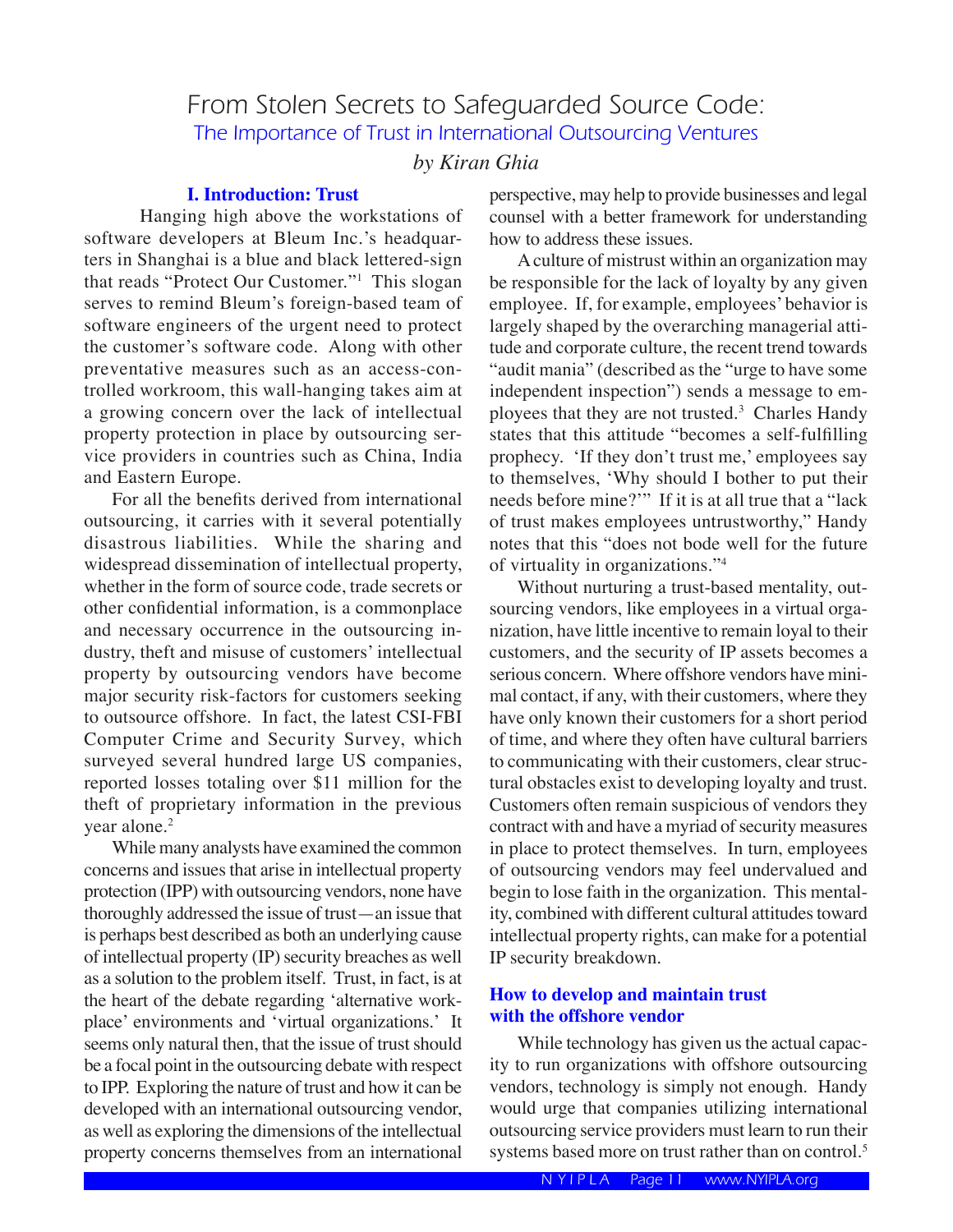# From Stolen Secrets to Safeguarded Source Code:

## The Importance of Trust in International Outsourcing Ventures

*by Kiran Ghia*

### I. Introduction: Trust

Hanging high above the workstations of software developers at Bleum Inc.'s headquarters in Shanghai is a blue and black lettered-sign that reads "Protect Our Customer."[1] This slogan serves to remind Bleum's foreign-based team of software engineers of the urgent need to protect the customer's software code. Along with other preventative measures such as an access-controlled workroom, this wall-hanging takes aim at a growing concern over the lack of intellectual property protection in place by outsourcing service providers in countries such as China, India and Eastern Europe.

For all the benefits derived from international outsourcing, it carries with it several potentially disastrous liabilities. While the sharing and widespread dissemination of intellectual property, whether in the form of source code, trade secrets or other confidential information, is a commonplace and necessary occurrence in the outsourcing industry, theft and misuse of customers' intellectual property by outsourcing vendors have become major security risk-factors for customers seeking to outsource offshore. In fact, the latest CSI-FBI Computer Crime and Security Survey, which surveyed several hundred large US companies, reported losses totaling over $11 million for the theft of proprietary information in the previous year alone.[2]

While many analysts have examined the common concerns and issues that arise in intellectual property protection (IPP) with outsourcing vendors, none have thoroughly addressed the issue of trust—an issue that is perhaps best described as both an underlying cause of intellectual property (IP) security breaches as well as a solution to the problem itself. Trust, in fact, is at the heart of the debate regarding 'alternative workplace' environments and 'virtual organizations.' It seems only natural then, that the issue of trust should be a focal point in the outsourcing debate with respect to IPP. Exploring the nature of trust and how it can be developed with an international outsourcing vendor, as well as exploring the dimensions of the intellectual property concerns themselves from an international perspective, may help to provide businesses and legal counsel with a better framework for understanding how to address these issues.

A culture of mistrust within an organization may be responsible for the lack of loyalty by any given employee. If, for example, employees' behavior is largely shaped by the overarching managerial attitude and corporate culture, the recent trend towards "audit mania" (described as the "urge to have some independent inspection") sends a message to employees that they are not trusted.[3] Charles Handy states that this attitude "becomes a self-fulfilling prophecy. 'If they don't trust me,' employees say to themselves, 'Why should I bother to put their needs before mine?'" If it is at all true that a "lack of trust makes employees untrustworthy," Handy notes that this "does not bode well for the future of virtuality in organizations."[4]

Without nurturing a trust-based mentality, outsourcing vendors, like employees in a virtual organization, have little incentive to remain loyal to their customers, and the security of IP assets becomes a serious concern. Where offshore vendors have minimal contact, if any, with their customers, where they have only known their customers for a short period of time, and where they often have cultural barriers to communicating with their customers, clear structural obstacles exist to developing loyalty and trust. Customers often remain suspicious of vendors they contract with and have a myriad of security measures in place to protect themselves. In turn, employees of outsourcing vendors may feel undervalued and begin to lose faith in the organization. This mentality, combined with different cultural attitudes toward intellectual property rights, can make for a potential IP security breakdown.

### How to develop and maintain trust with the offshore vendor

While technology has given us the actual capacity to run organizations with offshore outsourcing vendors, technology is simply not enough. Handy would urge that companies utilizing international outsourcing service providers must learn to run their systems based more on trust rather than on control.[5]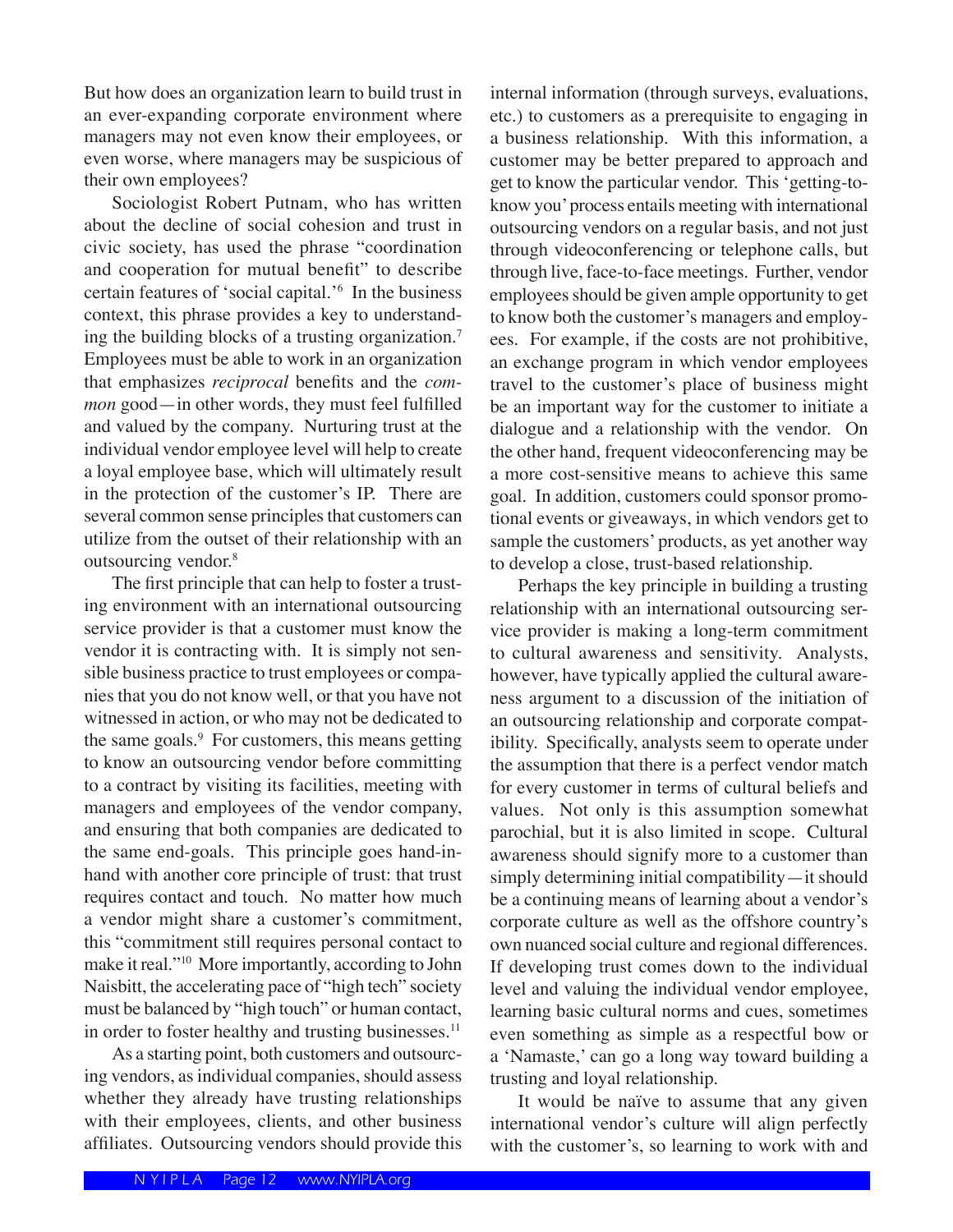But how does an organization learn to build trust in an ever-expanding corporate environment where managers may not even know their employees, or even worse, where managers may be suspicious of their own employees?

Sociologist Robert Putnam, who has written about the decline of social cohesion and trust in civic society, has used the phrase "coordination and cooperation for mutual benefit" to describe certain features of 'social capital.'[6] In the business context, this phrase provides a key to understanding the building blocks of a trusting organization.[7] Employees must be able to work in an organization that emphasizes *reciprocal* benefits and the *common* good—in other words, they must feel fulfilled and valued by the company. Nurturing trust at the individual vendor employee level will help to create a loyal employee base, which will ultimately result in the protection of the customer's IP. There are several common sense principles that customers can utilize from the outset of their relationship with an outsourcing vendor.[8]

The first principle that can help to foster a trusting environment with an international outsourcing service provider is that a customer must know the vendor it is contracting with. It is simply not sensible business practice to trust employees or companies that you do not know well, or that you have not witnessed in action, or who may not be dedicated to the same goals.[9] For customers, this means getting to know an outsourcing vendor before committing to a contract by visiting its facilities, meeting with managers and employees of the vendor company, and ensuring that both companies are dedicated to the same end-goals. This principle goes hand-in-hand with another core principle of trust: that trust requires contact and touch. No matter how much a vendor might share a customer's commitment, this "commitment still requires personal contact to make it real."[10] More importantly, according to John Naisbitt, the accelerating pace of "high tech" society must be balanced by "high touch" or human contact, in order to foster healthy and trusting businesses.[11]

As a starting point, both customers and outsourcing vendors, as individual companies, should assess whether they already have trusting relationships with their employees, clients, and other business affiliates. Outsourcing vendors should provide this internal information (through surveys, evaluations, etc.) to customers as a prerequisite to engaging in a business relationship. With this information, a customer may be better prepared to approach and get to know the particular vendor. This 'getting-to-know you' process entails meeting with international outsourcing vendors on a regular basis, and not just through videoconferencing or telephone calls, but through live, face-to-face meetings. Further, vendor employees should be given ample opportunity to get to know both the customer's managers and employees. For example, if the costs are not prohibitive, an exchange program in which vendor employees travel to the customer's place of business might be an important way for the customer to initiate a dialogue and a relationship with the vendor. On the other hand, frequent videoconferencing may be a more cost-sensitive means to achieve this same goal. In addition, customers could sponsor promotional events or giveaways, in which vendors get to sample the customers' products, as yet another way to develop a close, trust-based relationship.

Perhaps the key principle in building a trusting relationship with an international outsourcing service provider is making a long-term commitment to cultural awareness and sensitivity. Analysts, however, have typically applied the cultural awareness argument to a discussion of the initiation of an outsourcing relationship and corporate compatibility. Specifically, analysts seem to operate under the assumption that there is a perfect vendor match for every customer in terms of cultural beliefs and values. Not only is this assumption somewhat parochial, but it is also limited in scope. Cultural awareness should signify more to a customer than simply determining initial compatibility—it should be a continuing means of learning about a vendor's corporate culture as well as the offshore country's own nuanced social culture and regional differences. If developing trust comes down to the individual level and valuing the individual vendor employee, learning basic cultural norms and cues, sometimes even something as simple as a respectful bow or a 'Namaste,' can go a long way toward building a trusting and loyal relationship.

It would be naïve to assume that any given international vendor's culture will align perfectly with the customer's, so learning to work with and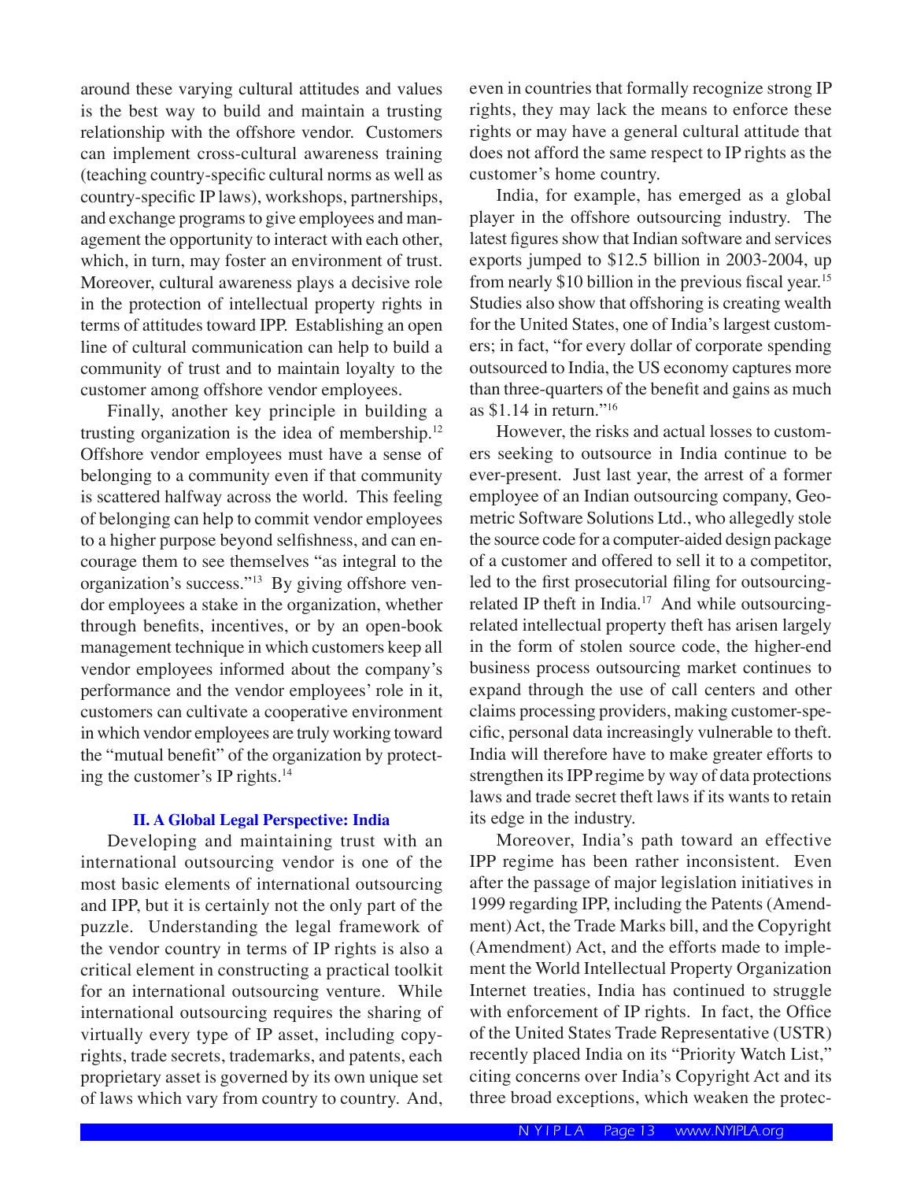around these varying cultural attitudes and values is the best way to build and maintain a trusting relationship with the offshore vendor. Customers can implement cross-cultural awareness training (teaching country-specific cultural norms as well as country-specific IP laws), workshops, partnerships, and exchange programs to give employees and management the opportunity to interact with each other, which, in turn, may foster an environment of trust. Moreover, cultural awareness plays a decisive role in the protection of intellectual property rights in terms of attitudes toward IPP. Establishing an open line of cultural communication can help to build a community of trust and to maintain loyalty to the customer among offshore vendor employees.

Finally, another key principle in building a trusting organization is the idea of membership.[12] Offshore vendor employees must have a sense of belonging to a community even if that community is scattered halfway across the world. This feeling of belonging can help to commit vendor employees to a higher purpose beyond selfishness, and can encourage them to see themselves "as integral to the organization's success."[13] By giving offshore vendor employees a stake in the organization, whether through benefits, incentives, or by an open-book management technique in which customers keep all vendor employees informed about the company's performance and the vendor employees' role in it, customers can cultivate a cooperative environment in which vendor employees are truly working toward the "mutual benefit" of the organization by protecting the customer's IP rights.[14]

### II. A Global Legal Perspective: India

Developing and maintaining trust with an international outsourcing vendor is one of the most basic elements of international outsourcing and IPP, but it is certainly not the only part of the puzzle. Understanding the legal framework of the vendor country in terms of IP rights is also a critical element in constructing a practical toolkit for an international outsourcing venture. While international outsourcing requires the sharing of virtually every type of IP asset, including copyrights, trade secrets, trademarks, and patents, each proprietary asset is governed by its own unique set of laws which vary from country to country. And, even in countries that formally recognize strong IP rights, they may lack the means to enforce these rights or may have a general cultural attitude that does not afford the same respect to IP rights as the customer's home country.

India, for example, has emerged as a global player in the offshore outsourcing industry. The latest figures show that Indian software and services exports jumped to $12.5 billion in 2003-2004, up from nearly $10 billion in the previous fiscal year.[15] Studies also show that offshoring is creating wealth for the United States, one of India's largest customers; in fact, "for every dollar of corporate spending outsourced to India, the US economy captures more than three-quarters of the benefit and gains as much as $1.14 in return."[16]

However, the risks and actual losses to customers seeking to outsource in India continue to be ever-present. Just last year, the arrest of a former employee of an Indian outsourcing company, Geometric Software Solutions Ltd., who allegedly stole the source code for a computer-aided design package of a customer and offered to sell it to a competitor, led to the first prosecutorial filing for outsourcing-related IP theft in India.[17] And while outsourcing-related intellectual property theft has arisen largely in the form of stolen source code, the higher-end business process outsourcing market continues to expand through the use of call centers and other claims processing providers, making customer-specific, personal data increasingly vulnerable to theft. India will therefore have to make greater efforts to strengthen its IPP regime by way of data protections laws and trade secret theft laws if its wants to retain its edge in the industry.

Moreover, India's path toward an effective IPP regime has been rather inconsistent. Even after the passage of major legislation initiatives in 1999 regarding IPP, including the Patents (Amendment) Act, the Trade Marks bill, and the Copyright (Amendment) Act, and the efforts made to implement the World Intellectual Property Organization Internet treaties, India has continued to struggle with enforcement of IP rights. In fact, the Office of the United States Trade Representative (USTR) recently placed India on its "Priority Watch List," citing concerns over India's Copyright Act and its three broad exceptions, which weaken the protec-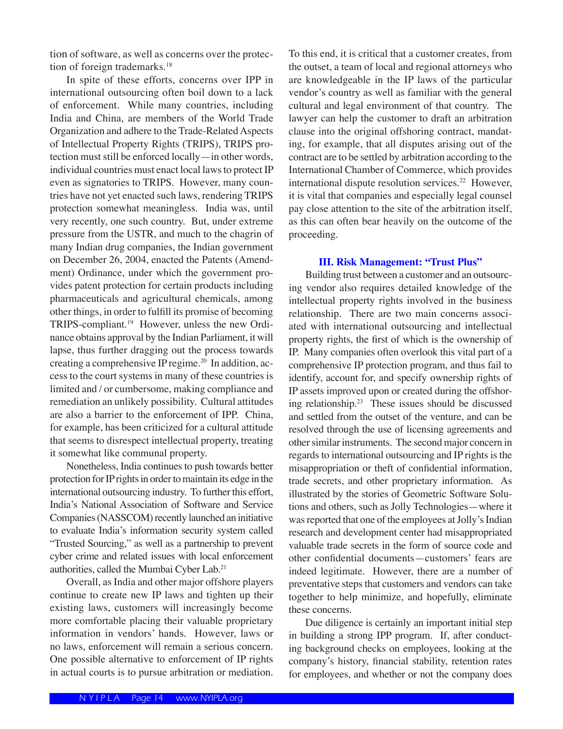tion of software, as well as concerns over the protection of foreign trademarks.[18]

In spite of these efforts, concerns over IPP in international outsourcing often boil down to a lack of enforcement. While many countries, including India and China, are members of the World Trade Organization and adhere to the Trade-Related Aspects of Intellectual Property Rights (TRIPS), TRIPS protection must still be enforced locally—in other words, individual countries must enact local laws to protect IP even as signatories to TRIPS. However, many countries have not yet enacted such laws, rendering TRIPS protection somewhat meaningless. India was, until very recently, one such country. But, under extreme pressure from the USTR, and much to the chagrin of many Indian drug companies, the Indian government on December 26, 2004, enacted the Patents (Amendment) Ordinance, under which the government provides patent protection for certain products including pharmaceuticals and agricultural chemicals, among other things, in order to fulfill its promise of becoming TRIPS-compliant.[19] However, unless the new Ordinance obtains approval by the Indian Parliament, it will lapse, thus further dragging out the process towards creating a comprehensive IP regime.[20] In addition, access to the court systems in many of these countries is limited and / or cumbersome, making compliance and remediation an unlikely possibility. Cultural attitudes are also a barrier to the enforcement of IPP. China, for example, has been criticized for a cultural attitude that seems to disrespect intellectual property, treating it somewhat like communal property.

Nonetheless, India continues to push towards better protection for IP rights in order to maintain its edge in the international outsourcing industry. To further this effort, India's National Association of Software and Service Companies (NASSCOM) recently launched an initiative to evaluate India's information security system called "Trusted Sourcing," as well as a partnership to prevent cyber crime and related issues with local enforcement authorities, called the Mumbai Cyber Lab.[21]

Overall, as India and other major offshore players continue to create new IP laws and tighten up their existing laws, customers will increasingly become more comfortable placing their valuable proprietary information in vendors' hands. However, laws or no laws, enforcement will remain a serious concern. One possible alternative to enforcement of IP rights in actual courts is to pursue arbitration or mediation. To this end, it is critical that a customer creates, from the outset, a team of local and regional attorneys who are knowledgeable in the IP laws of the particular vendor's country as well as familiar with the general cultural and legal environment of that country. The lawyer can help the customer to draft an arbitration clause into the original offshoring contract, mandating, for example, that all disputes arising out of the contract are to be settled by arbitration according to the International Chamber of Commerce, which provides international dispute resolution services.[22] However, it is vital that companies and especially legal counsel pay close attention to the site of the arbitration itself, as this can often bear heavily on the outcome of the proceeding.

### III. Risk Management: "Trust Plus"

Building trust between a customer and an outsourcing vendor also requires detailed knowledge of the intellectual property rights involved in the business relationship. There are two main concerns associated with international outsourcing and intellectual property rights, the first of which is the ownership of IP. Many companies often overlook this vital part of a comprehensive IP protection program, and thus fail to identify, account for, and specify ownership rights of IP assets improved upon or created during the offshoring relationship.[23] These issues should be discussed and settled from the outset of the venture, and can be resolved through the use of licensing agreements and other similar instruments. The second major concern in regards to international outsourcing and IP rights is the misappropriation or theft of confidential information, trade secrets, and other proprietary information. As illustrated by the stories of Geometric Software Solutions and others, such as Jolly Technologies—where it was reported that one of the employees at Jolly's Indian research and development center had misappropriated valuable trade secrets in the form of source code and other confidential documents—customers' fears are indeed legitimate. However, there are a number of preventative steps that customers and vendors can take together to help minimize, and hopefully, eliminate these concerns.

Due diligence is certainly an important initial step in building a strong IPP program. If, after conducting background checks on employees, looking at the company's history, financial stability, retention rates for employees, and whether or not the company does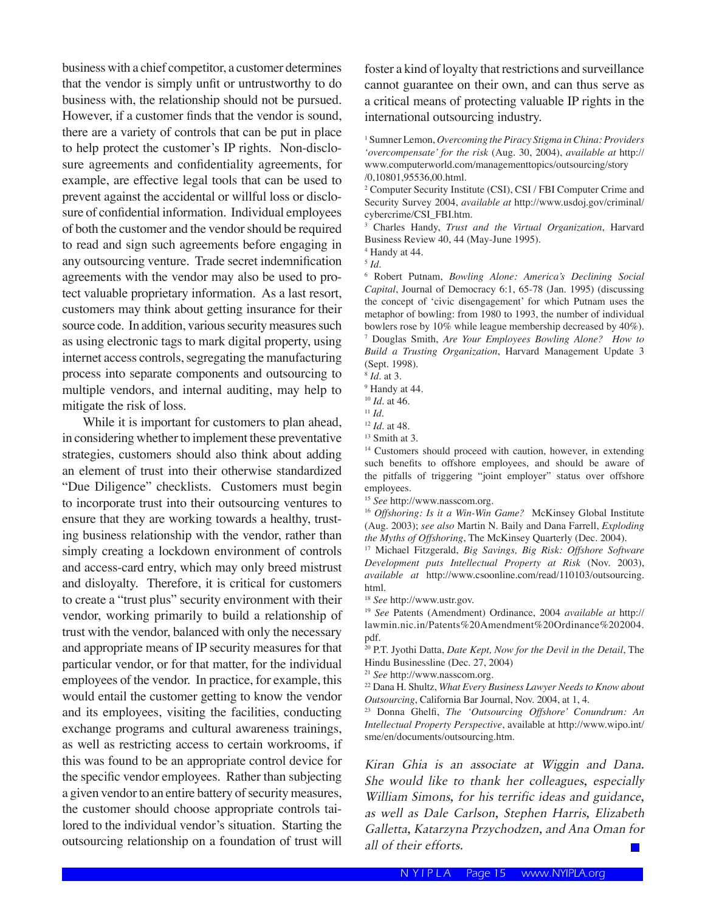business with a chief competitor, a customer determines that the vendor is simply unfit or untrustworthy to do business with, the relationship should not be pursued. However, if a customer finds that the vendor is sound, there are a variety of controls that can be put in place to help protect the customer's IP rights. Non-disclosure agreements and confidentiality agreements, for example, are effective legal tools that can be used to prevent against the accidental or willful loss or disclosure of confidential information. Individual employees of both the customer and the vendor should be required to read and sign such agreements before engaging in any outsourcing venture. Trade secret indemnification agreements with the vendor may also be used to protect valuable proprietary information. As a last resort, customers may think about getting insurance for their source code. In addition, various security measures such as using electronic tags to mark digital property, using internet access controls, segregating the manufacturing process into separate components and outsourcing to multiple vendors, and internal auditing, may help to mitigate the risk of loss.

While it is important for customers to plan ahead, in considering whether to implement these preventative strategies, customers should also think about adding an element of trust into their otherwise standardized "Due Diligence" checklists. Customers must begin to incorporate trust into their outsourcing ventures to ensure that they are working towards a healthy, trusting business relationship with the vendor, rather than simply creating a lockdown environment of controls and access-card entry, which may only breed mistrust and disloyalty. Therefore, it is critical for customers to create a "trust plus" security environment with their vendor, working primarily to build a relationship of trust with the vendor, balanced with only the necessary and appropriate means of IP security measures for that particular vendor, or for that matter, for the individual employees of the vendor. In practice, for example, this would entail the customer getting to know the vendor and its employees, visiting the facilities, conducting exchange programs and cultural awareness trainings, as well as restricting access to certain workrooms, if this was found to be an appropriate control device for the specific vendor employees. Rather than subjecting a given vendor to an entire battery of security measures, the customer should choose appropriate controls tailored to the individual vendor's situation. Starting the outsourcing relationship on a foundation of trust will foster a kind of loyalty that restrictions and surveillance cannot guarantee on their own, and can thus serve as a critical means of protecting valuable IP rights in the international outsourcing industry.

[1] Sumner Lemon, *Overcoming the Piracy Stigma in China: Providers 'overcompensate' for the risk* (Aug. 30, 2004), *available at* http://www.computerworld.com/managementtopics/outsourcing/story/0,10801,95536,00.html.

[2] Computer Security Institute (CSI), CSI / FBI Computer Crime and Security Survey 2004, *available at* http://www.usdoj.gov/criminal/cybercrime/CSI_FBI.htm.

[3] Charles Handy, *Trust and the Virtual Organization*, Harvard Business Review 40, 44 (May-June 1995).

[4] Handy at 44.

[5] *Id.*

[6] Robert Putnam, *Bowling Alone: America's Declining Social Capital*, Journal of Democracy 6:1, 65-78 (Jan. 1995) (discussing the concept of 'civic disengagement' for which Putnam uses the metaphor of bowling: from 1980 to 1993, the number of individual bowlers rose by 10% while league membership decreased by 40%).

[7] Douglas Smith, *Are Your Employees Bowling Alone? How to Build a Trusting Organization*, Harvard Management Update 3 (Sept. 1998).

[8] *Id.* at 3.

[9] Handy at 44.

[10] *Id.* at 46.

[11] *Id.*

[12] *Id.* at 48.

[13] Smith at 3.

[14] Customers should proceed with caution, however, in extending such benefits to offshore employees, and should be aware of the pitfalls of triggering "joint employer" status over offshore employees.

[15] *See* http://www.nasscom.org.

[16] *Offshoring: Is it a Win-Win Game?* McKinsey Global Institute (Aug. 2003); *see also* Martin N. Baily and Dana Farrell, *Exploding the Myths of Offshoring*, The McKinsey Quarterly (Dec. 2004).

[17] Michael Fitzgerald, *Big Savings, Big Risk: Offshore Software Development puts Intellectual Property at Risk* (Nov. 2003), *available at* http://www.csoonline.com/read/110103/outsourcing.html.

[18] *See* http://www.ustr.gov.

[19] *See* Patents (Amendment) Ordinance, 2004 *available at* http://lawmin.nic.in/Patents%20Amendment%20Ordinance%202004.pdf.

[20] P.T. Jyothi Datta, *Date Kept, Now for the Devil in the Detail*, The Hindu Businessline (Dec. 27, 2004)

[21] *See* http://www.nasscom.org.

[22] Dana H. Shultz, *What Every Business Lawyer Needs to Know about Outsourcing*, California Bar Journal, Nov. 2004, at 1, 4.

[23] Donna Ghelfi, *The 'Outsourcing Offshore' Conundrum: An Intellectual Property Perspective*, available at http://www.wipo.int/sme/en/documents/outsourcing.htm.

*Kiran Ghia is an associate at Wiggin and Dana. She would like to thank her colleagues, especially William Simons, for his terrific ideas and guidance, as well as Dale Carlson, Stephen Harris, Elizabeth Galletta, Katarzyna Przychodzen, and Ana Oman for all of their efforts.*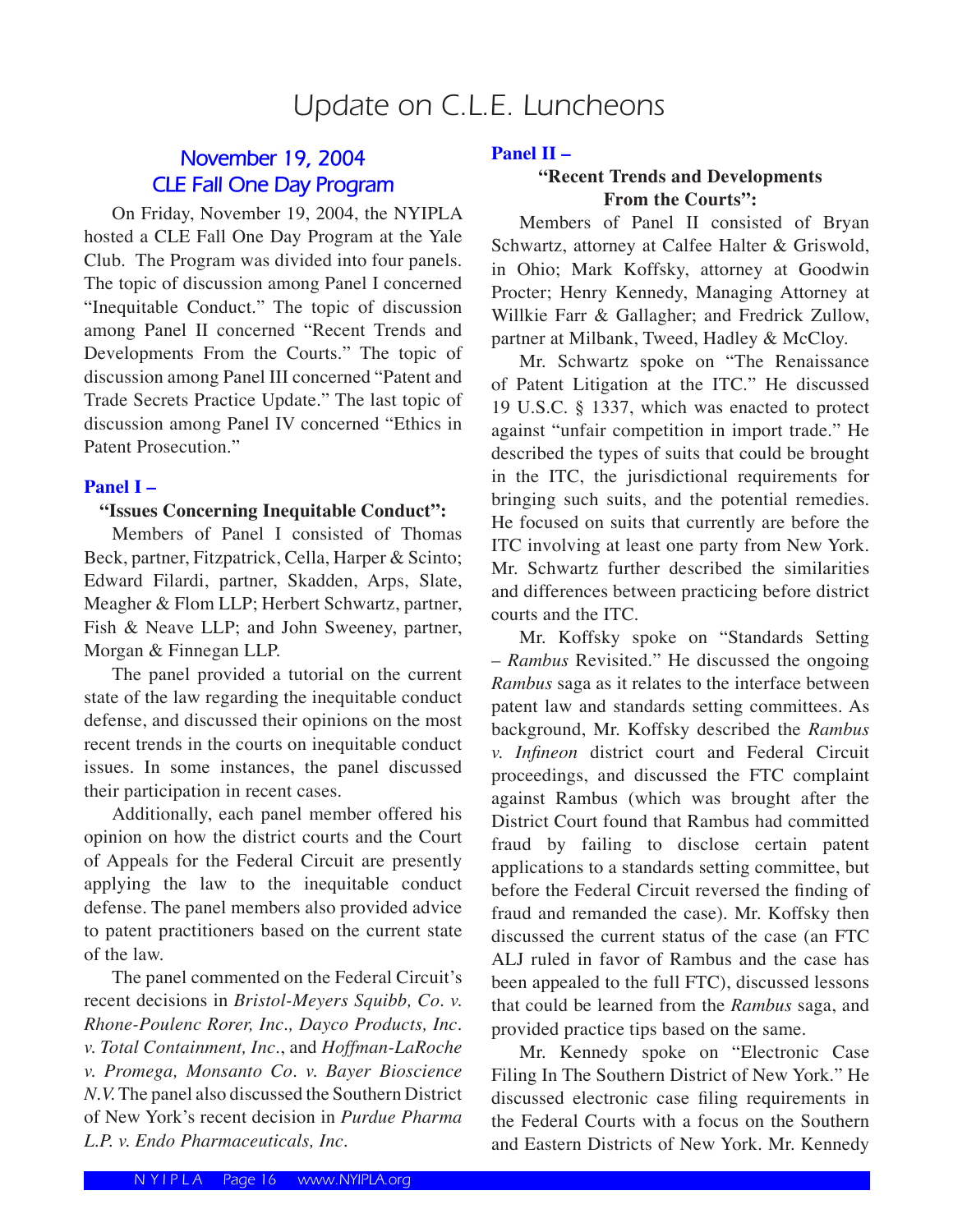# Update on C.L.E. Luncheons

## November 19, 2004
## CLE Fall One Day Program

On Friday, November 19, 2004, the NYIPLA hosted a CLE Fall One Day Program at the Yale Club. The Program was divided into four panels. The topic of discussion among Panel I concerned "Inequitable Conduct." The topic of discussion among Panel II concerned "Recent Trends and Developments From the Courts." The topic of discussion among Panel III concerned "Patent and Trade Secrets Practice Update." The last topic of discussion among Panel IV concerned "Ethics in Patent Prosecution."

### Panel I –

**"Issues Concerning Inequitable Conduct":**

Members of Panel I consisted of Thomas Beck, partner, Fitzpatrick, Cella, Harper & Scinto; Edward Filardi, partner, Skadden, Arps, Slate, Meagher & Flom LLP; Herbert Schwartz, partner, Fish & Neave LLP; and John Sweeney, partner, Morgan & Finnegan LLP.

The panel provided a tutorial on the current state of the law regarding the inequitable conduct defense, and discussed their opinions on the most recent trends in the courts on inequitable conduct issues. In some instances, the panel discussed their participation in recent cases.

Additionally, each panel member offered his opinion on how the district courts and the Court of Appeals for the Federal Circuit are presently applying the law to the inequitable conduct defense. The panel members also provided advice to patent practitioners based on the current state of the law.

The panel commented on the Federal Circuit's recent decisions in *Bristol-Meyers Squibb, Co. v. Rhone-Poulenc Rorer, Inc.*, *Dayco Products, Inc. v. Total Containment, Inc.*, and *Hoffman-LaRoche v. Promega, Monsanto Co. v. Bayer Bioscience N.V.* The panel also discussed the Southern District of New York's recent decision in *Purdue Pharma L.P. v. Endo Pharmaceuticals, Inc.*

### Panel II –

**"Recent Trends and Developments From the Courts":**

Members of Panel II consisted of Bryan Schwartz, attorney at Calfee Halter & Griswold, in Ohio; Mark Koffsky, attorney at Goodwin Procter; Henry Kennedy, Managing Attorney at Willkie Farr & Gallagher; and Fredrick Zullow, partner at Milbank, Tweed, Hadley & McCloy.

Mr. Schwartz spoke on "The Renaissance of Patent Litigation at the ITC." He discussed 19 U.S.C. § 1337, which was enacted to protect against "unfair competition in import trade." He described the types of suits that could be brought in the ITC, the jurisdictional requirements for bringing such suits, and the potential remedies. He focused on suits that currently are before the ITC involving at least one party from New York. Mr. Schwartz further described the similarities and differences between practicing before district courts and the ITC.

Mr. Koffsky spoke on "Standards Setting – *Rambus* Revisited." He discussed the ongoing *Rambus* saga as it relates to the interface between patent law and standards setting committees. As background, Mr. Koffsky described the *Rambus v. Infineon* district court and Federal Circuit proceedings, and discussed the FTC complaint against Rambus (which was brought after the District Court found that Rambus had committed fraud by failing to disclose certain patent applications to a standards setting committee, but before the Federal Circuit reversed the finding of fraud and remanded the case). Mr. Koffsky then discussed the current status of the case (an FTC ALJ ruled in favor of Rambus and the case has been appealed to the full FTC), discussed lessons that could be learned from the *Rambus* saga, and provided practice tips based on the same.

Mr. Kennedy spoke on "Electronic Case Filing In The Southern District of New York." He discussed electronic case filing requirements in the Federal Courts with a focus on the Southern and Eastern Districts of New York. Mr. Kennedy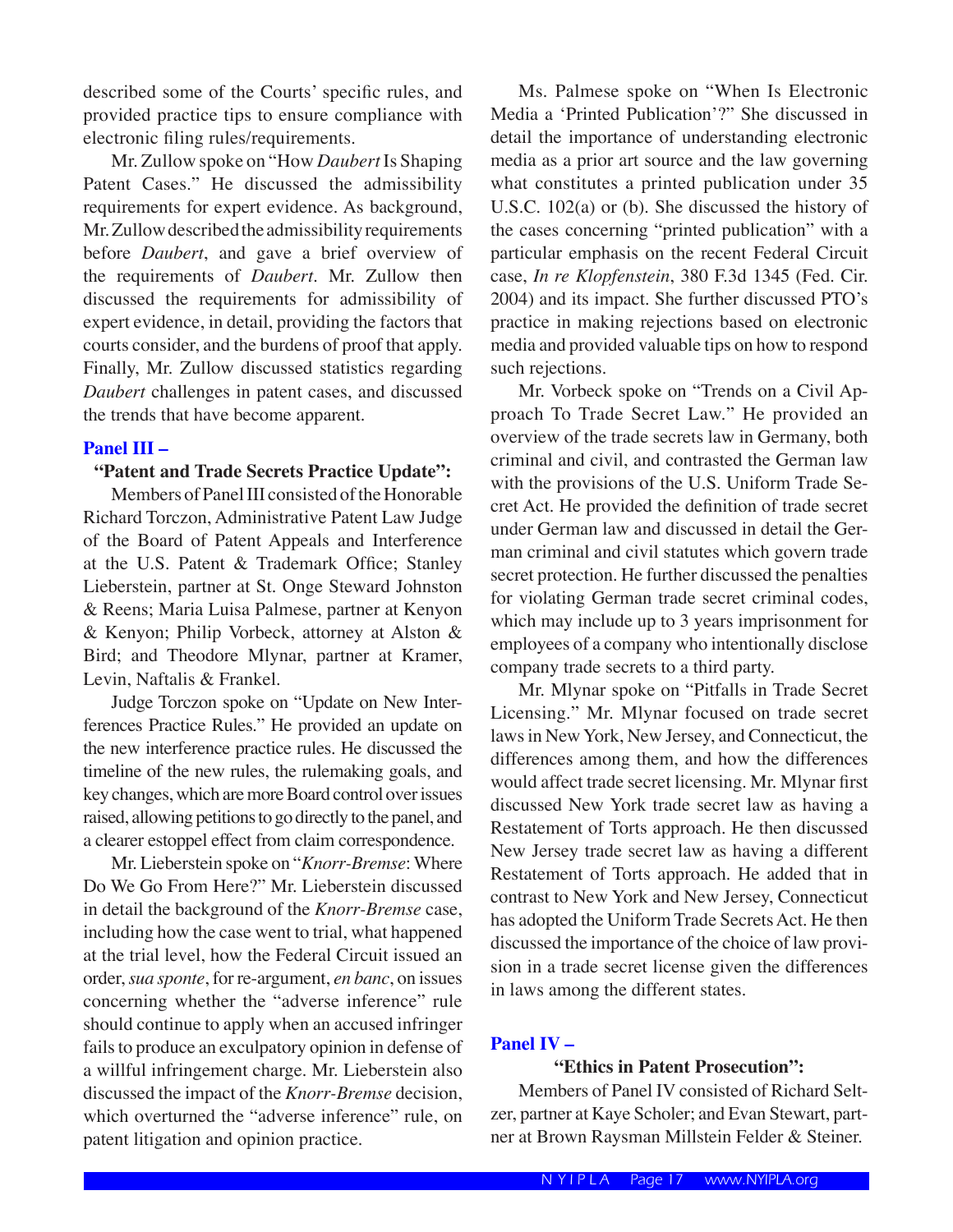described some of the Courts' specific rules, and provided practice tips to ensure compliance with electronic filing rules/requirements.

Mr. Zullow spoke on "How *Daubert* Is Shaping Patent Cases." He discussed the admissibility requirements for expert evidence. As background, Mr. Zullow described the admissibility requirements before *Daubert*, and gave a brief overview of the requirements of *Daubert*. Mr. Zullow then discussed the requirements for admissibility of expert evidence, in detail, providing the factors that courts consider, and the burdens of proof that apply. Finally, Mr. Zullow discussed statistics regarding *Daubert* challenges in patent cases, and discussed the trends that have become apparent.

### Panel III – "Patent and Trade Secrets Practice Update":

Members of Panel III consisted of the Honorable Richard Torczon, Administrative Patent Law Judge of the Board of Patent Appeals and Interference at the U.S. Patent & Trademark Office; Stanley Lieberstein, partner at St. Onge Steward Johnston & Reens; Maria Luisa Palmese, partner at Kenyon & Kenyon; Philip Vorbeck, attorney at Alston & Bird; and Theodore Mlynar, partner at Kramer, Levin, Naftalis & Frankel.

Judge Torczon spoke on "Update on New Interferences Practice Rules." He provided an update on the new interference practice rules. He discussed the timeline of the new rules, the rulemaking goals, and key changes, which are more Board control over issues raised, allowing petitions to go directly to the panel, and a clearer estoppel effect from claim correspondence.

Mr. Lieberstein spoke on "*Knorr-Bremse*: Where Do We Go From Here?" Mr. Lieberstein discussed in detail the background of the *Knorr-Bremse* case, including how the case went to trial, what happened at the trial level, how the Federal Circuit issued an order, *sua sponte*, for re-argument, *en banc*, on issues concerning whether the "adverse inference" rule should continue to apply when an accused infringer fails to produce an exculpatory opinion in defense of a willful infringement charge. Mr. Lieberstein also discussed the impact of the *Knorr-Bremse* decision, which overturned the "adverse inference" rule, on patent litigation and opinion practice.

Ms. Palmese spoke on "When Is Electronic Media a 'Printed Publication'?" She discussed in detail the importance of understanding electronic media as a prior art source and the law governing what constitutes a printed publication under 35 U.S.C. 102(a) or (b). She discussed the history of the cases concerning "printed publication" with a particular emphasis on the recent Federal Circuit case, *In re Klopfenstein*, 380 F.3d 1345 (Fed. Cir. 2004) and its impact. She further discussed PTO's practice in making rejections based on electronic media and provided valuable tips on how to respond such rejections.

Mr. Vorbeck spoke on "Trends on a Civil Approach To Trade Secret Law." He provided an overview of the trade secrets law in Germany, both criminal and civil, and contrasted the German law with the provisions of the U.S. Uniform Trade Secret Act. He provided the definition of trade secret under German law and discussed in detail the German criminal and civil statutes which govern trade secret protection. He further discussed the penalties for violating German trade secret criminal codes, which may include up to 3 years imprisonment for employees of a company who intentionally disclose company trade secrets to a third party.

Mr. Mlynar spoke on "Pitfalls in Trade Secret Licensing." Mr. Mlynar focused on trade secret laws in New York, New Jersey, and Connecticut, the differences among them, and how the differences would affect trade secret licensing. Mr. Mlynar first discussed New York trade secret law as having a Restatement of Torts approach. He then discussed New Jersey trade secret law as having a different Restatement of Torts approach. He added that in contrast to New York and New Jersey, Connecticut has adopted the Uniform Trade Secrets Act. He then discussed the importance of the choice of law provision in a trade secret license given the differences in laws among the different states.

### Panel IV – "Ethics in Patent Prosecution":

Members of Panel IV consisted of Richard Seltzer, partner at Kaye Scholer; and Evan Stewart, partner at Brown Raysman Millstein Felder & Steiner.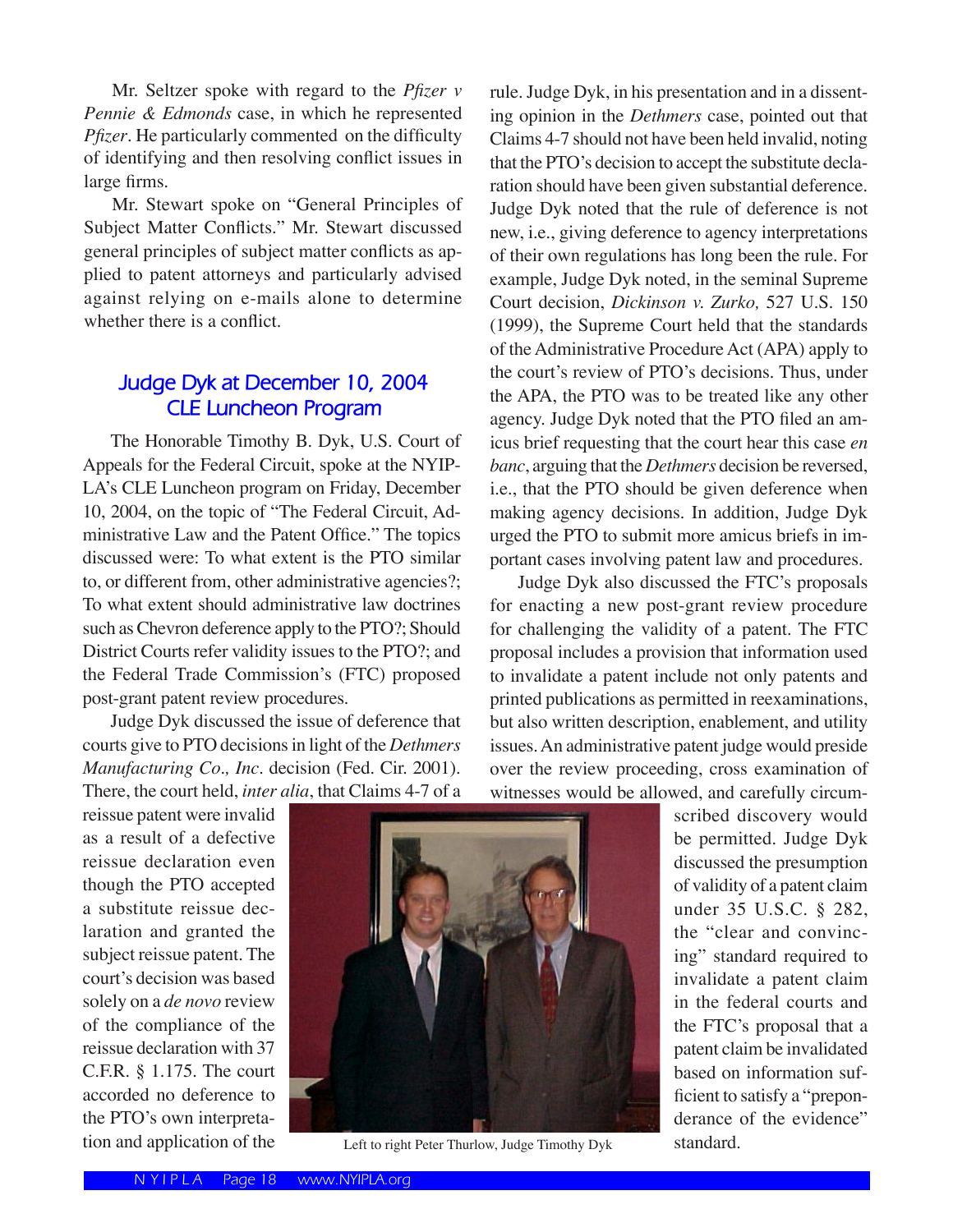Mr. Seltzer spoke with regard to the *Pfizer v Pennie & Edmonds* case, in which he represented *Pfizer*. He particularly commented on the difficulty of identifying and then resolving conflict issues in large firms.

Mr. Stewart spoke on "General Principles of Subject Matter Conflicts." Mr. Stewart discussed general principles of subject matter conflicts as applied to patent attorneys and particularly advised against relying on e-mails alone to determine whether there is a conflict.

## Judge Dyk at December 10, 2004 CLE Luncheon Program

The Honorable Timothy B. Dyk, U.S. Court of Appeals for the Federal Circuit, spoke at the NYIPLA's CLE Luncheon program on Friday, December 10, 2004, on the topic of "The Federal Circuit, Administrative Law and the Patent Office." The topics discussed were: To what extent is the PTO similar to, or different from, other administrative agencies?; To what extent should administrative law doctrines such as Chevron deference apply to the PTO?; Should District Courts refer validity issues to the PTO?; and the Federal Trade Commission's (FTC) proposed post-grant patent review procedures.

Judge Dyk discussed the issue of deference that courts give to PTO decisions in light of the *Dethmers Manufacturing Co., Inc*. decision (Fed. Cir. 2001). There, the court held, *inter alia*, that Claims 4-7 of a reissue patent were invalid as a result of a defective reissue declaration even though the PTO accepted a substitute reissue declaration and granted the subject reissue patent. The court's decision was based solely on a *de novo* review of the compliance of the reissue declaration with 37 C.F.R. § 1.175. The court accorded no deference to the PTO's own interpretation and application of the rule. Judge Dyk, in his presentation and in a dissenting opinion in the *Dethmers* case, pointed out that Claims 4-7 should not have been held invalid, noting that the PTO's decision to accept the substitute declaration should have been given substantial deference. Judge Dyk noted that the rule of deference is not new, i.e., giving deference to agency interpretations of their own regulations has long been the rule. For example, Judge Dyk noted, in the seminal Supreme Court decision, *Dickinson v. Zurko,* 527 U.S. 150 (1999), the Supreme Court held that the standards of the Administrative Procedure Act (APA) apply to the court's review of PTO's decisions. Thus, under the APA, the PTO was to be treated like any other agency. Judge Dyk noted that the PTO filed an amicus brief requesting that the court hear this case *en banc*, arguing that the *Dethmers* decision be reversed, i.e., that the PTO should be given deference when making agency decisions. In addition, Judge Dyk urged the PTO to submit more amicus briefs in important cases involving patent law and procedures.

Judge Dyk also discussed the FTC's proposals for enacting a new post-grant review procedure for challenging the validity of a patent. The FTC proposal includes a provision that information used to invalidate a patent include not only patents and printed publications as permitted in reexaminations, but also written description, enablement, and utility issues. An administrative patent judge would preside over the review proceeding, cross examination of witnesses would be allowed, and carefully circumscribed discovery would be permitted. Judge Dyk discussed the presumption of validity of a patent claim under 35 U.S.C. § 282, the "clear and convincing" standard required to invalidate a patent claim in the federal courts and the FTC's proposal that a patent claim be invalidated based on information sufficient to satisfy a "preponderance of the evidence" standard.

Left to right Peter Thurlow, Judge Timothy Dyk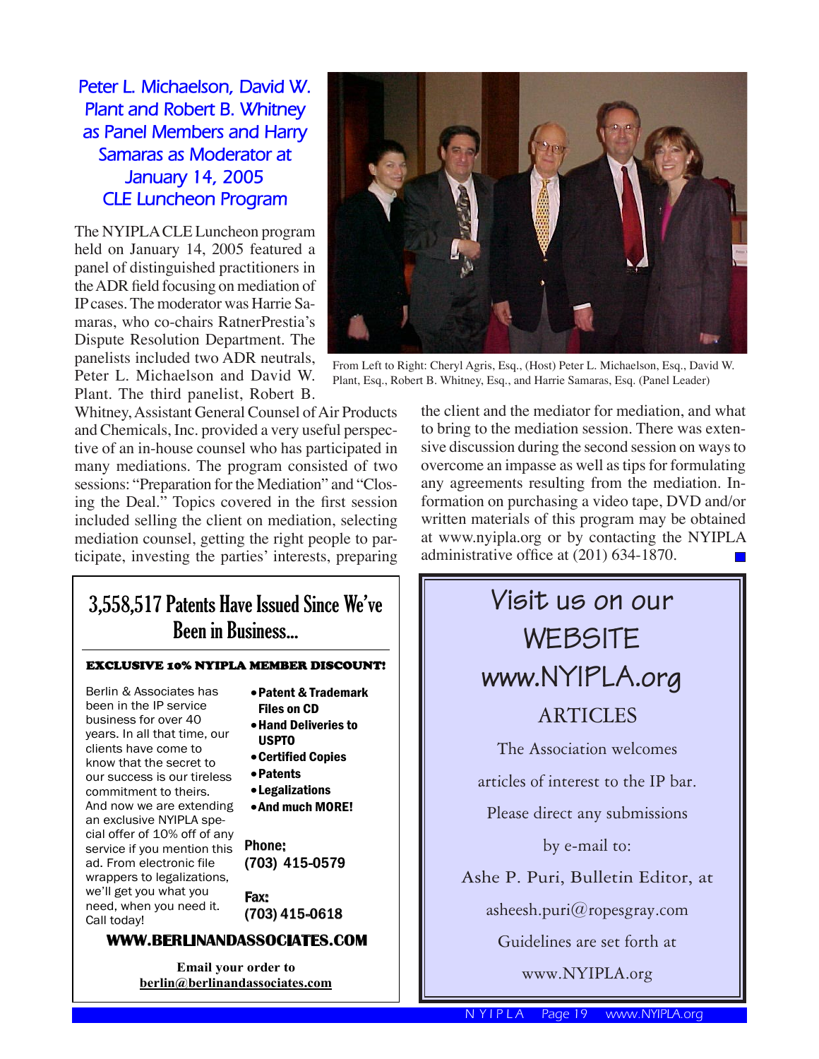## Peter L. Michaelson, David W. Plant and Robert B. Whitney as Panel Members and Harry Samaras as Moderator at January 14, 2005 CLE Luncheon Program

From Left to Right: Cheryl Agris, Esq., (Host) Peter L. Michaelson, Esq., David W. Plant, Esq., Robert B. Whitney, Esq., and Harrie Samaras, Esq. (Panel Leader)

The NYIPLA CLE Luncheon program held on January 14, 2005 featured a panel of distinguished practitioners in the ADR field focusing on mediation of IP cases. The moderator was Harrie Samaras, who co-chairs RatnerPrestia's Dispute Resolution Department. The panelists included two ADR neutrals, Peter L. Michaelson and David W. Plant. The third panelist, Robert B. Whitney, Assistant General Counsel of Air Products and Chemicals, Inc. provided a very useful perspective of an in-house counsel who has participated in many mediations. The program consisted of two sessions: "Preparation for the Mediation" and "Closing the Deal." Topics covered in the first session included selling the client on mediation, selecting mediation counsel, getting the right people to participate, investing the parties' interests, preparing the client and the mediator for mediation, and what to bring to the mediation session. There was extensive discussion during the second session on ways to overcome an impasse as well as tips for formulating any agreements resulting from the mediation. Information on purchasing a video tape, DVD and/or written materials of this program may be obtained at www.nyipla.org or by contacting the NYIPLA administrative office at (201) 634-1870.

---

## 3,558,517 Patents Have Issued Since We've Been in Business...

**EXCLUSIVE 10% NYIPLA MEMBER DISCOUNT!**

Berlin & Associates has been in the IP service business for over 40 years. In all that time, our clients have come to know that the secret to our success is our tireless commitment to theirs. And now we are extending an exclusive NYIPLA special offer of 10% off of any service if you mention this ad. From electronic file wrappers to legalizations, we'll get you what you need, when you need it. Call today!

- **Patent & Trademark Files on CD**
- **Hand Deliveries to USPTO**
- **Certified Copies**
- **Patents**
- **Legalizations**
- **And much MORE!**

**Phone:** (703) 415-0579

**Fax:** (703) 415-0618

**WWW.BERLINANDASSOCIATES.COM**

**Email your order to berlin@berlinandassociates.com**

---

## Visit us on our WEBSITE www.NYIPLA.org

### ARTICLES

The Association welcomes articles of interest to the IP bar.

Please direct any submissions by e-mail to:

Ashe P. Puri, Bulletin Editor, at asheesh.puri@ropesgray.com

Guidelines are set forth at www.NYIPLA.org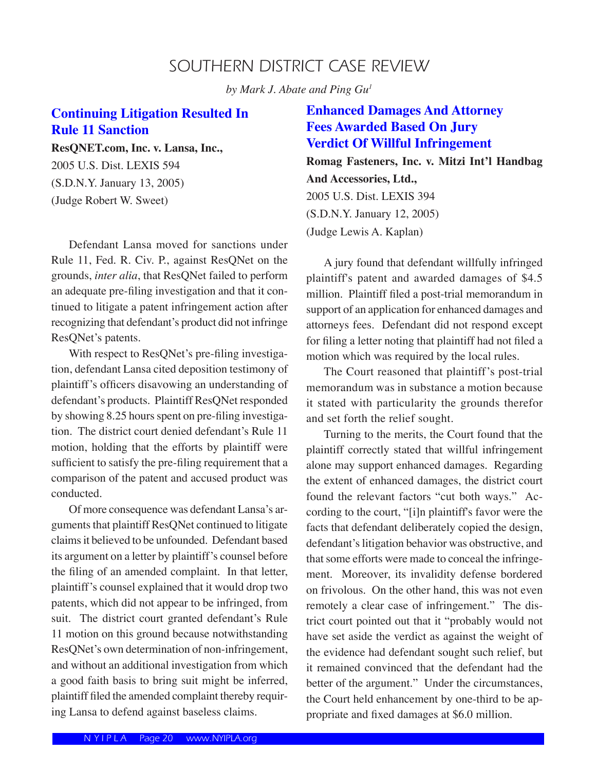# SOUTHERN DISTRICT CASE REVIEW

*by Mark J. Abate and Ping Gu*[1]

## Continuing Litigation Resulted In Rule 11 Sanction

**ResQNET.com, Inc. v. Lansa, Inc.,**
2005 U.S. Dist. LEXIS 594
(S.D.N.Y. January 13, 2005)
(Judge Robert W. Sweet)

Defendant Lansa moved for sanctions under Rule 11, Fed. R. Civ. P., against ResQNet on the grounds, *inter alia*, that ResQNet failed to perform an adequate pre-filing investigation and that it continued to litigate a patent infringement action after recognizing that defendant's product did not infringe ResQNet's patents.

With respect to ResQNet's pre-filing investigation, defendant Lansa cited deposition testimony of plaintiff's officers disavowing an understanding of defendant's products. Plaintiff ResQNet responded by showing 8.25 hours spent on pre-filing investigation. The district court denied defendant's Rule 11 motion, holding that the efforts by plaintiff were sufficient to satisfy the pre-filing requirement that a comparison of the patent and accused product was conducted.

Of more consequence was defendant Lansa's arguments that plaintiff ResQNet continued to litigate claims it believed to be unfounded. Defendant based its argument on a letter by plaintiff's counsel before the filing of an amended complaint. In that letter, plaintiff's counsel explained that it would drop two patents, which did not appear to be infringed, from suit. The district court granted defendant's Rule 11 motion on this ground because notwithstanding ResQNet's own determination of non-infringement, and without an additional investigation from which a good faith basis to bring suit might be inferred, plaintiff filed the amended complaint thereby requiring Lansa to defend against baseless claims.

## Enhanced Damages And Attorney Fees Awarded Based On Jury Verdict Of Willful Infringement

**Romag Fasteners, Inc. v. Mitzi Int'l Handbag And Accessories, Ltd.,**
2005 U.S. Dist. LEXIS 394
(S.D.N.Y. January 12, 2005)
(Judge Lewis A. Kaplan)

A jury found that defendant willfully infringed plaintiff's patent and awarded damages of $4.5 million. Plaintiff filed a post-trial memorandum in support of an application for enhanced damages and attorneys fees. Defendant did not respond except for filing a letter noting that plaintiff had not filed a motion which was required by the local rules.

The Court reasoned that plaintiff's post-trial memorandum was in substance a motion because it stated with particularity the grounds therefor and set forth the relief sought.

Turning to the merits, the Court found that the plaintiff correctly stated that willful infringement alone may support enhanced damages. Regarding the extent of enhanced damages, the district court found the relevant factors "cut both ways." According to the court, "[i]n plaintiff's favor were the facts that defendant deliberately copied the design, defendant's litigation behavior was obstructive, and that some efforts were made to conceal the infringement. Moreover, its invalidity defense bordered on frivolous. On the other hand, this was not even remotely a clear case of infringement." The district court pointed out that it "probably would not have set aside the verdict as against the weight of the evidence had defendant sought such relief, but it remained convinced that the defendant had the better of the argument." Under the circumstances, the Court held enhancement by one-third to be appropriate and fixed damages at $6.0 million.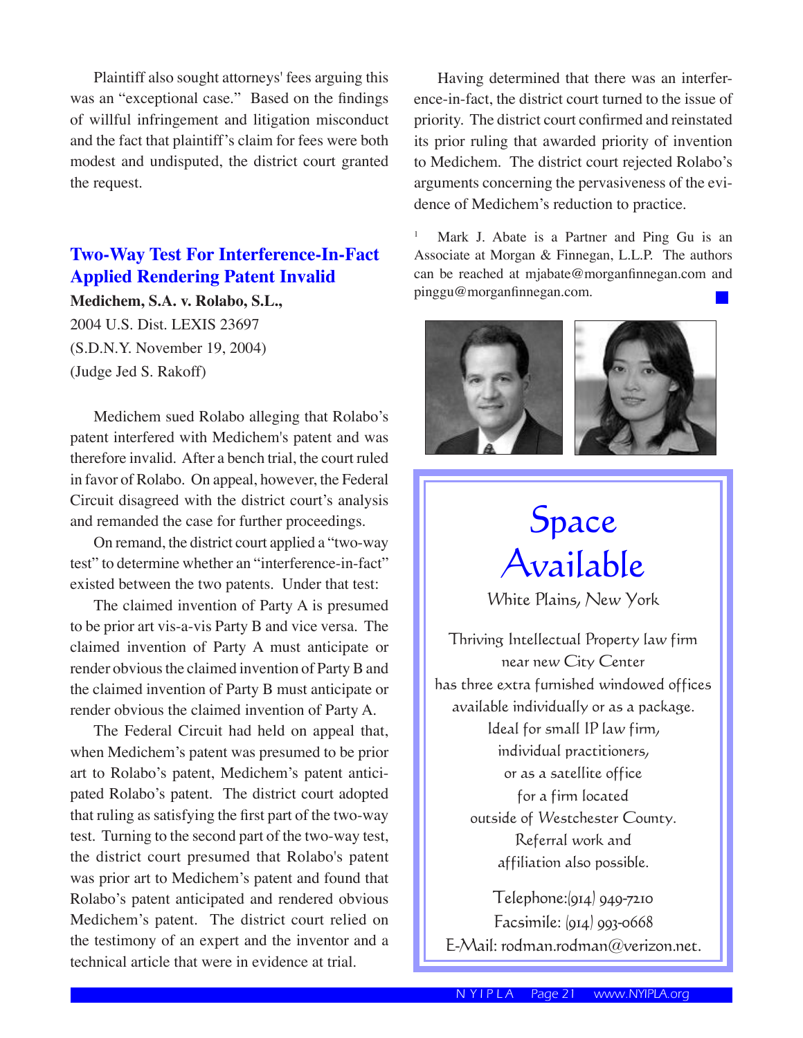Plaintiff also sought attorneys' fees arguing this was an "exceptional case." Based on the findings of willful infringement and litigation misconduct and the fact that plaintiff's claim for fees were both modest and undisputed, the district court granted the request.

## Two-Way Test For Interference-In-Fact Applied Rendering Patent Invalid

**Medichem, S.A. v. Rolabo, S.L.,**
2004 U.S. Dist. LEXIS 23697
(S.D.N.Y. November 19, 2004)
(Judge Jed S. Rakoff)

Medichem sued Rolabo alleging that Rolabo's patent interfered with Medichem's patent and was therefore invalid. After a bench trial, the court ruled in favor of Rolabo. On appeal, however, the Federal Circuit disagreed with the district court's analysis and remanded the case for further proceedings.

On remand, the district court applied a "two-way test" to determine whether an "interference-in-fact" existed between the two patents. Under that test:

The claimed invention of Party A is presumed to be prior art vis-a-vis Party B and vice versa. The claimed invention of Party A must anticipate or render obvious the claimed invention of Party B and the claimed invention of Party B must anticipate or render obvious the claimed invention of Party A.

The Federal Circuit had held on appeal that, when Medichem's patent was presumed to be prior art to Rolabo's patent, Medichem's patent anticipated Rolabo's patent. The district court adopted that ruling as satisfying the first part of the two-way test. Turning to the second part of the two-way test, the district court presumed that Rolabo's patent was prior art to Medichem's patent and found that Rolabo's patent anticipated and rendered obvious Medichem's patent. The district court relied on the testimony of an expert and the inventor and a technical article that were in evidence at trial.

Having determined that there was an interference-in-fact, the district court turned to the issue of priority. The district court confirmed and reinstated its prior ruling that awarded priority of invention to Medichem. The district court rejected Rolabo's arguments concerning the pervasiveness of the evidence of Medichem's reduction to practice.

[1] Mark J. Abate is a Partner and Ping Gu is an Associate at Morgan & Finnegan, L.L.P. The authors can be reached at mjabate@morganfinnegan.com and pinggu@morganfinnegan.com.

---

# Space Available

White Plains, New York

Thriving Intellectual Property law firm near new City Center has three extra furnished windowed offices available individually or as a package. Ideal for small IP law firm, individual practitioners, or as a satellite office for a firm located outside of Westchester County. Referral work and affiliation also possible.

Telephone: (914) 949-7210
Facsimile: (914) 993-0668
E-Mail: rodman.rodman@verizon.net.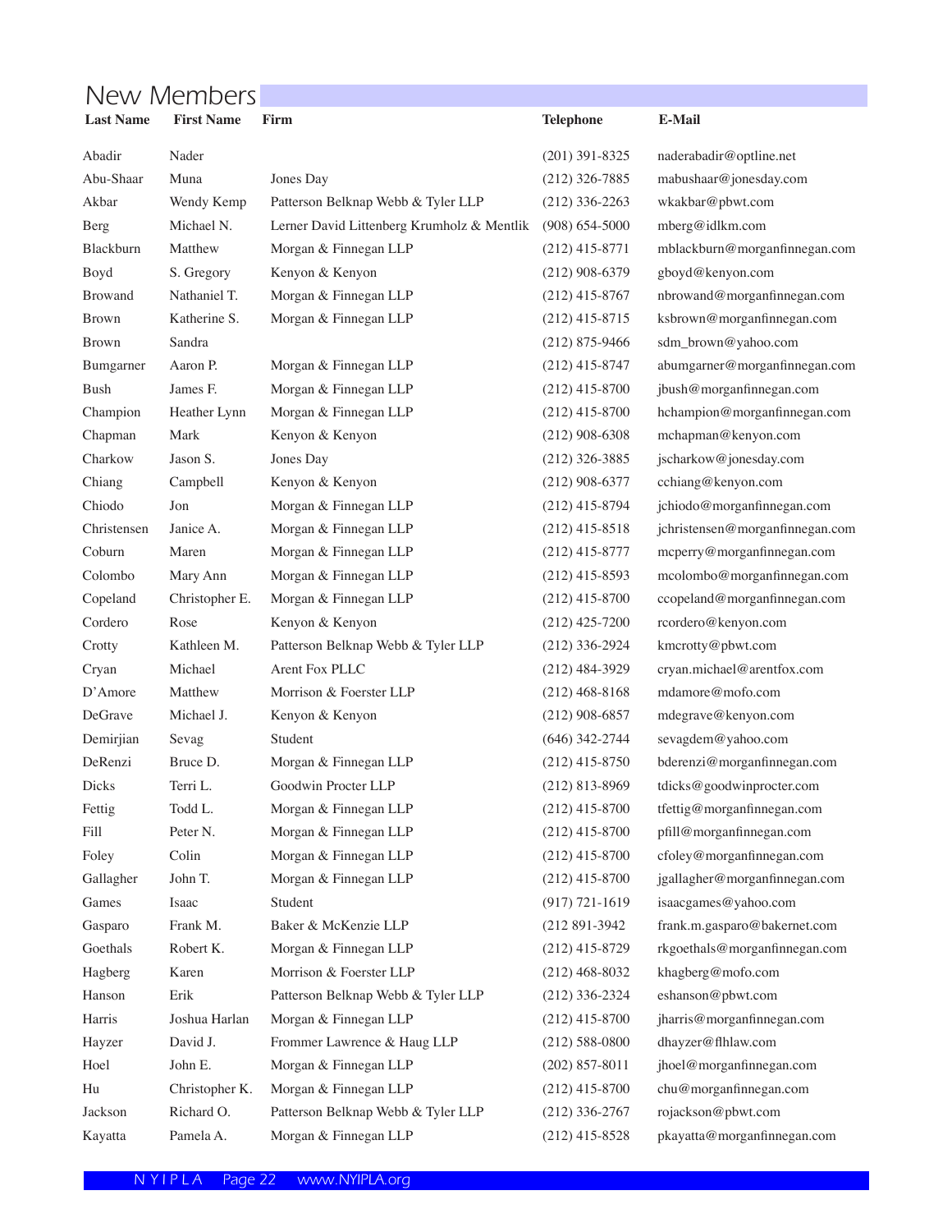# New Members

| Last Name | First Name | Firm | Telephone | E-Mail |
|---|---|---|---|---|
| Abadir | Nader | | (201) 391-8325 | naderabadir@optline.net |
| Abu-Shaar | Muna | Jones Day | (212) 326-7885 | mabushaar@jonesday.com |
| Akbar | Wendy Kemp | Patterson Belknap Webb & Tyler LLP | (212) 336-2263 | wkakbar@pbwt.com |
| Berg | Michael N. | Lerner David Littenberg Krumholz & Mentlik | (908) 654-5000 | mberg@idlkm.com |
| Blackburn | Matthew | Morgan & Finnegan LLP | (212) 415-8771 | mblackburn@morganfinnegan.com |
| Boyd | S. Gregory | Kenyon & Kenyon | (212) 908-6379 | gboyd@kenyon.com |
| Browand | Nathaniel T. | Morgan & Finnegan LLP | (212) 415-8767 | nbrowand@morganfinnegan.com |
| Brown | Katherine S. | Morgan & Finnegan LLP | (212) 415-8715 | ksbrown@morganfinnegan.com |
| Brown | Sandra | | (212) 875-9466 | sdm_brown@yahoo.com |
| Bumgarner | Aaron P. | Morgan & Finnegan LLP | (212) 415-8747 | abumgarner@morganfinnegan.com |
| Bush | James F. | Morgan & Finnegan LLP | (212) 415-8700 | jbush@morganfinnegan.com |
| Champion | Heather Lynn | Morgan & Finnegan LLP | (212) 415-8700 | hchampion@morganfinnegan.com |
| Chapman | Mark | Kenyon & Kenyon | (212) 908-6308 | mchapman@kenyon.com |
| Charkow | Jason S. | Jones Day | (212) 326-3885 | jscharkow@jonesday.com |
| Chiang | Campbell | Kenyon & Kenyon | (212) 908-6377 | cchiang@kenyon.com |
| Chiodo | Jon | Morgan & Finnegan LLP | (212) 415-8794 | jchiodo@morganfinnegan.com |
| Christensen | Janice A. | Morgan & Finnegan LLP | (212) 415-8518 | jchristensen@morganfinnegan.com |
| Coburn | Maren | Morgan & Finnegan LLP | (212) 415-8777 | mcperry@morganfinnegan.com |
| Colombo | Mary Ann | Morgan & Finnegan LLP | (212) 415-8593 | mcolombo@morganfinnegan.com |
| Copeland | Christopher E. | Morgan & Finnegan LLP | (212) 415-8700 | ccopeland@morganfinnegan.com |
| Cordero | Rose | Kenyon & Kenyon | (212) 425-7200 | rcordero@kenyon.com |
| Crotty | Kathleen M. | Patterson Belknap Webb & Tyler LLP | (212) 336-2924 | kmcrotty@pbwt.com |
| Cryan | Michael | Arent Fox PLLC | (212) 484-3929 | cryan.michael@arentfox.com |
| D'Amore | Matthew | Morrison & Foerster LLP | (212) 468-8168 | mdamore@mofo.com |
| DeGrave | Michael J. | Kenyon & Kenyon | (212) 908-6857 | mdegrave@kenyon.com |
| Demirjian | Sevag | Student | (646) 342-2744 | sevagdem@yahoo.com |
| DeRenzi | Bruce D. | Morgan & Finnegan LLP | (212) 415-8750 | bderenzi@morganfinnegan.com |
| Dicks | Terri L. | Goodwin Procter LLP | (212) 813-8969 | tdicks@goodwinprocter.com |
| Fettig | Todd L. | Morgan & Finnegan LLP | (212) 415-8700 | tfettig@morganfinnegan.com |
| Fill | Peter N. | Morgan & Finnegan LLP | (212) 415-8700 | pfill@morganfinnegan.com |
| Foley | Colin | Morgan & Finnegan LLP | (212) 415-8700 | cfoley@morganfinnegan.com |
| Gallagher | John T. | Morgan & Finnegan LLP | (212) 415-8700 | jgallagher@morganfinnegan.com |
| Games | Isaac | Student | (917) 721-1619 | isaacgames@yahoo.com |
| Gasparo | Frank M. | Baker & McKenzie LLP | (212 891-3942 | frank.m.gasparo@bakernet.com |
| Goethals | Robert K. | Morgan & Finnegan LLP | (212) 415-8729 | rkgoethals@morganfinnegan.com |
| Hagberg | Karen | Morrison & Foerster LLP | (212) 468-8032 | khagberg@mofo.com |
| Hanson | Erik | Patterson Belknap Webb & Tyler LLP | (212) 336-2324 | eshanson@pbwt.com |
| Harris | Joshua Harlan | Morgan & Finnegan LLP | (212) 415-8700 | jharris@morganfinnegan.com |
| Hayzer | David J. | Frommer Lawrence & Haug LLP | (212) 588-0800 | dhayzer@flhlaw.com |
| Hoel | John E. | Morgan & Finnegan LLP | (202) 857-8011 | jhoel@morganfinnegan.com |
| Hu | Christopher K. | Morgan & Finnegan LLP | (212) 415-8700 | chu@morganfinnegan.com |
| Jackson | Richard O. | Patterson Belknap Webb & Tyler LLP | (212) 336-2767 | rojackson@pbwt.com |
| Kayatta | Pamela A. | Morgan & Finnegan LLP | (212) 415-8528 | pkayatta@morganfinnegan.com |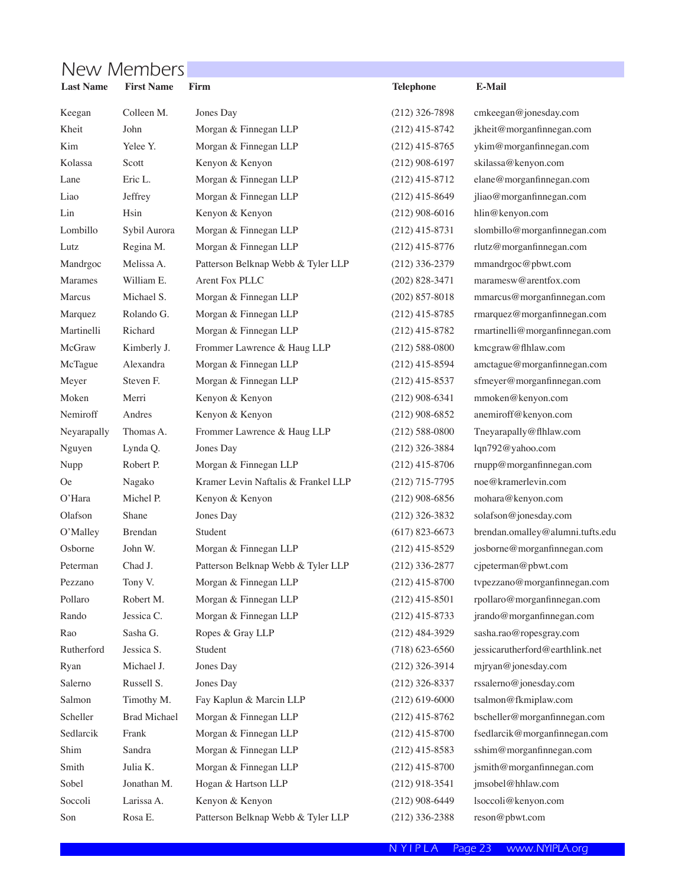## New Members

| Last Name | First Name | Firm | Telephone | E-Mail |
|---|---|---|---|---|
| Keegan | Colleen M. | Jones Day | (212) 326-7898 | cmkeegan@jonesday.com |
| Kheit | John | Morgan & Finnegan LLP | (212) 415-8742 | jkheit@morganfinnegan.com |
| Kim | Yelee Y. | Morgan & Finnegan LLP | (212) 415-8765 | ykim@morganfinnegan.com |
| Kolassa | Scott | Kenyon & Kenyon | (212) 908-6197 | skilassa@kenyon.com |
| Lane | Eric L. | Morgan & Finnegan LLP | (212) 415-8712 | elane@morganfinnegan.com |
| Liao | Jeffrey | Morgan & Finnegan LLP | (212) 415-8649 | jliao@morganfinnegan.com |
| Lin | Hsin | Kenyon & Kenyon | (212) 908-6016 | hlin@kenyon.com |
| Lombillo | Sybil Aurora | Morgan & Finnegan LLP | (212) 415-8731 | slombillo@morganfinnegan.com |
| Lutz | Regina M. | Morgan & Finnegan LLP | (212) 415-8776 | rlutz@morganfinnegan.com |
| Mandrgoc | Melissa A. | Patterson Belknap Webb & Tyler LLP | (212) 336-2379 | mmandrgoc@pbwt.com |
| Marames | William E. | Arent Fox PLLC | (202) 828-3471 | maramesw@arentfox.com |
| Marcus | Michael S. | Morgan & Finnegan LLP | (202) 857-8018 | mmarcus@morganfinnegan.com |
| Marquez | Rolando G. | Morgan & Finnegan LLP | (212) 415-8785 | rmarquez@morganfinnegan.com |
| Martinelli | Richard | Morgan & Finnegan LLP | (212) 415-8782 | rmartinelli@morganfinnegan.com |
| McGraw | Kimberly J. | Frommer Lawrence & Haug LLP | (212) 588-0800 | kmcgraw@flhlaw.com |
| McTague | Alexandra | Morgan & Finnegan LLP | (212) 415-8594 | amctague@morganfinnegan.com |
| Meyer | Steven F. | Morgan & Finnegan LLP | (212) 415-8537 | sfmeyer@morganfinnegan.com |
| Moken | Merri | Kenyon & Kenyon | (212) 908-6341 | mmoken@kenyon.com |
| Nemiroff | Andres | Kenyon & Kenyon | (212) 908-6852 | anemiroff@kenyon.com |
| Neyarapally | Thomas A. | Frommer Lawrence & Haug LLP | (212) 588-0800 | Tneyarapally@flhlaw.com |
| Nguyen | Lynda Q. | Jones Day | (212) 326-3884 | lqn792@yahoo.com |
| Nupp | Robert P. | Morgan & Finnegan LLP | (212) 415-8706 | rnupp@morganfinnegan.com |
| Oe | Nagako | Kramer Levin Naftalis & Frankel LLP | (212) 715-7795 | noe@kramerlevin.com |
| O'Hara | Michel P. | Kenyon & Kenyon | (212) 908-6856 | mohara@kenyon.com |
| Olafson | Shane | Jones Day | (212) 326-3832 | solafson@jonesday.com |
| O'Malley | Brendan | Student | (617) 823-6673 | brendan.omalley@alumni.tufts.edu |
| Osborne | John W. | Morgan & Finnegan LLP | (212) 415-8529 | josborne@morganfinnegan.com |
| Peterman | Chad J. | Patterson Belknap Webb & Tyler LLP | (212) 336-2877 | cjpeterman@pbwt.com |
| Pezzano | Tony V. | Morgan & Finnegan LLP | (212) 415-8700 | tvpezzano@morganfinnegan.com |
| Pollaro | Robert M. | Morgan & Finnegan LLP | (212) 415-8501 | rpollaro@morganfinnegan.com |
| Rando | Jessica C. | Morgan & Finnegan LLP | (212) 415-8733 | jrando@morganfinnegan.com |
| Rao | Sasha G. | Ropes & Gray LLP | (212) 484-3929 | sasha.rao@ropesgray.com |
| Rutherford | Jessica S. | Student | (718) 623-6560 | jessicarutherford@earthlink.net |
| Ryan | Michael J. | Jones Day | (212) 326-3914 | mjryan@jonesday.com |
| Salerno | Russell S. | Jones Day | (212) 326-8337 | rssalerno@jonesday.com |
| Salmon | Timothy M. | Fay Kaplun & Marcin LLP | (212) 619-6000 | tsalmon@fkmiplaw.com |
| Scheller | Brad Michael | Morgan & Finnegan LLP | (212) 415-8762 | bscheller@morganfinnegan.com |
| Sedlarcik | Frank | Morgan & Finnegan LLP | (212) 415-8700 | fsedlarcik@morganfinnegan.com |
| Shim | Sandra | Morgan & Finnegan LLP | (212) 415-8583 | sshim@morganfinnegan.com |
| Smith | Julia K. | Morgan & Finnegan LLP | (212) 415-8700 | jsmith@morganfinnegan.com |
| Sobel | Jonathan M. | Hogan & Hartson LLP | (212) 918-3541 | jmsobel@hhlaw.com |
| Soccoli | Larissa A. | Kenyon & Kenyon | (212) 908-6449 | lsoccoli@kenyon.com |
| Son | Rosa E. | Patterson Belknap Webb & Tyler LLP | (212) 336-2388 | reson@pbwt.com |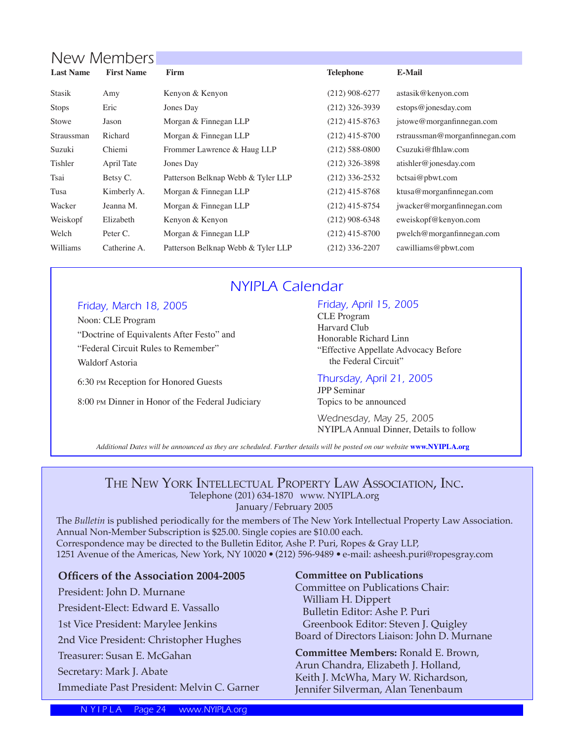## New Members

| Last Name | First Name | Firm | Telephone | E-Mail |
|---|---|---|---|---|
| Stasik | Amy | Kenyon & Kenyon | (212) 908-6277 | astasik@kenyon.com |
| Stops | Eric | Jones Day | (212) 326-3939 | estops@jonesday.com |
| Stowe | Jason | Morgan & Finnegan LLP | (212) 415-8763 | jstowe@morganfinnegan.com |
| Straussman | Richard | Morgan & Finnegan LLP | (212) 415-8700 | rstraussman@morganfinnegan.com |
| Suzuki | Chiemi | Frommer Lawrence & Haug LLP | (212) 588-0800 | Csuzuki@flhlaw.com |
| Tishler | April Tate | Jones Day | (212) 326-3898 | atishler@jonesday.com |
| Tsai | Betsy C. | Patterson Belknap Webb & Tyler LLP | (212) 336-2532 | bctsai@pbwt.com |
| Tusa | Kimberly A. | Morgan & Finnegan LLP | (212) 415-8768 | ktusa@morganfinnegan.com |
| Wacker | Jeanna M. | Morgan & Finnegan LLP | (212) 415-8754 | jwacker@morganfinnegan.com |
| Weiskopf | Elizabeth | Kenyon & Kenyon | (212) 908-6348 | eweiskopf@kenyon.com |
| Welch | Peter C. | Morgan & Finnegan LLP | (212) 415-8700 | pwelch@morganfinnegan.com |
| Williams | Catherine A. | Patterson Belknap Webb & Tyler LLP | (212) 336-2207 | cawilliams@pbwt.com |

## NYIPLA Calendar

### Friday, March 18, 2005

Noon: CLE Program
"Doctrine of Equivalents After Festo" and
"Federal Circuit Rules to Remember"
Waldorf Astoria

6:30 PM Reception for Honored Guests

8:00 PM Dinner in Honor of the Federal Judiciary

### Friday, April 15, 2005

CLE Program
Harvard Club
Honorable Richard Linn
"Effective Appellate Advocacy Before the Federal Circuit"

### Thursday, April 21, 2005

JPP Seminar
Topics to be announced

### Wednesday, May 25, 2005

NYIPLA Annual Dinner, Details to follow

*Additional Dates will be announced as they are scheduled. Further details will be posted on our website* **www.NYIPLA.org**

## The New York Intellectual Property Law Association, Inc.

Telephone (201) 634-1870 www. NYIPLA.org
January/February 2005

The *Bulletin* is published periodically for the members of The New York Intellectual Property Law Association. Annual Non-Member Subscription is $25.00. Single copies are $10.00 each.
Correspondence may be directed to the Bulletin Editor, Ashe P. Puri, Ropes & Gray LLP,
1251 Avenue of the Americas, New York, NY 10020 • (212) 596-9489 • e-mail: asheesh.puri@ropesgray.com

**Officers of the Association 2004-2005**

President: John D. Murnane
President-Elect: Edward E. Vassallo
1st Vice President: Marylee Jenkins
2nd Vice President: Christopher Hughes
Treasurer: Susan E. McGahan
Secretary: Mark J. Abate
Immediate Past President: Melvin C. Garner

**Committee on Publications**

Committee on Publications Chair:
William H. Dippert
Bulletin Editor: Ashe P. Puri
Greenbook Editor: Steven J. Quigley
Board of Directors Liaison: John D. Murnane

**Committee Members:** Ronald E. Brown, Arun Chandra, Elizabeth J. Holland, Keith J. McWha, Mary W. Richardson, Jennifer Silverman, Alan Tenenbaum